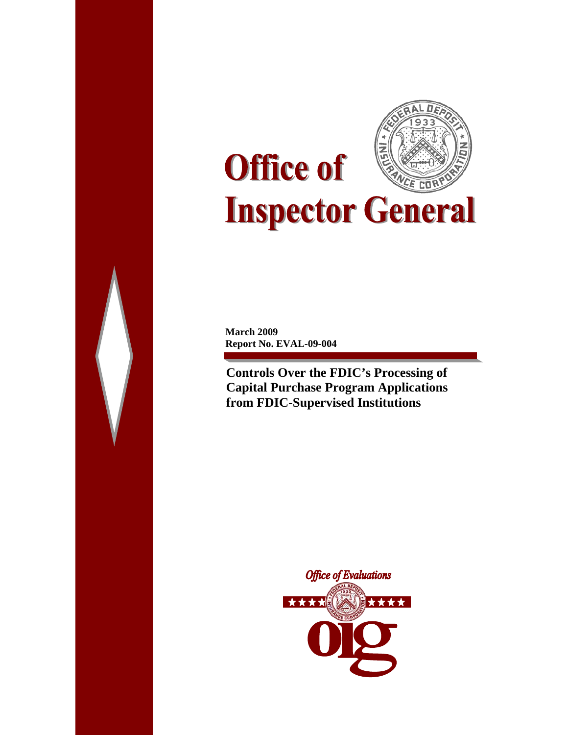# Office of Inspector General

**March 2009**
**Report No. EVAL-09-004**

## Controls Over the FDIC's Processing of Capital Purchase Program Applications from FDIC-Supervised Institutions

*Office of Evaluations*

oig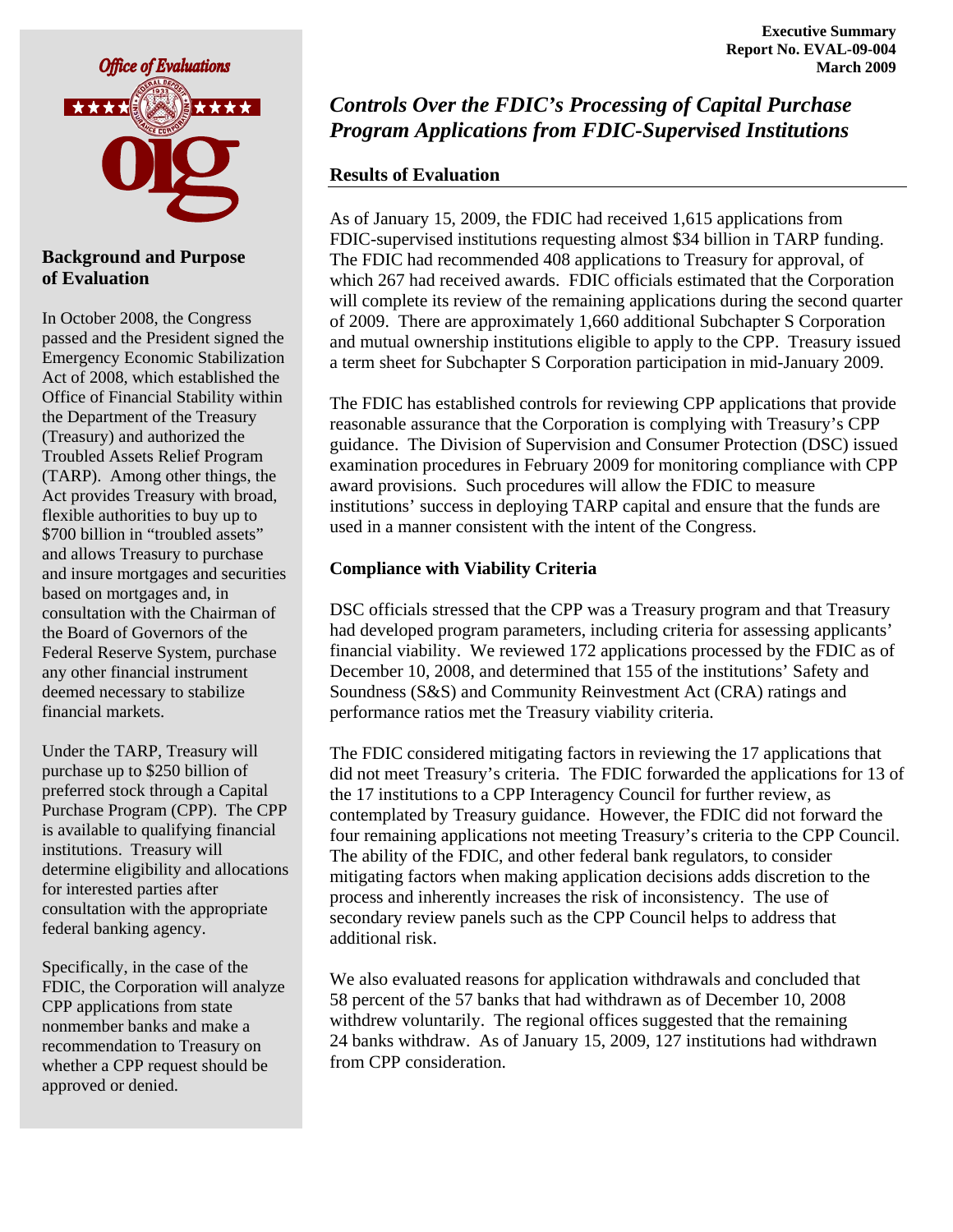Executive Summary
Report No. EVAL-09-004
March 2009

Office of Evaluations

# Controls Over the FDIC's Processing of Capital Purchase Program Applications from FDIC-Supervised Institutions

## Background and Purpose of Evaluation

In October 2008, the Congress passed and the President signed the Emergency Economic Stabilization Act of 2008, which established the Office of Financial Stability within the Department of the Treasury (Treasury) and authorized the Troubled Assets Relief Program (TARP). Among other things, the Act provides Treasury with broad, flexible authorities to buy up to $700 billion in "troubled assets" and allows Treasury to purchase and insure mortgages and securities based on mortgages and, in consultation with the Chairman of the Board of Governors of the Federal Reserve System, purchase any other financial instrument deemed necessary to stabilize financial markets.

Under the TARP, Treasury will purchase up to $250 billion of preferred stock through a Capital Purchase Program (CPP). The CPP is available to qualifying financial institutions. Treasury will determine eligibility and allocations for interested parties after consultation with the appropriate federal banking agency.

Specifically, in the case of the FDIC, the Corporation will analyze CPP applications from state nonmember banks and make a recommendation to Treasury on whether a CPP request should be approved or denied.

## Results of Evaluation

As of January 15, 2009, the FDIC had received 1,615 applications from FDIC-supervised institutions requesting almost $34 billion in TARP funding. The FDIC had recommended 408 applications to Treasury for approval, of which 267 had received awards. FDIC officials estimated that the Corporation will complete its review of the remaining applications during the second quarter of 2009. There are approximately 1,660 additional Subchapter S Corporation and mutual ownership institutions eligible to apply to the CPP. Treasury issued a term sheet for Subchapter S Corporation participation in mid-January 2009.

The FDIC has established controls for reviewing CPP applications that provide reasonable assurance that the Corporation is complying with Treasury's CPP guidance. The Division of Supervision and Consumer Protection (DSC) issued examination procedures in February 2009 for monitoring compliance with CPP award provisions. Such procedures will allow the FDIC to measure institutions' success in deploying TARP capital and ensure that the funds are used in a manner consistent with the intent of the Congress.

### Compliance with Viability Criteria

DSC officials stressed that the CPP was a Treasury program and that Treasury had developed program parameters, including criteria for assessing applicants' financial viability. We reviewed 172 applications processed by the FDIC as of December 10, 2008, and determined that 155 of the institutions' Safety and Soundness (S&S) and Community Reinvestment Act (CRA) ratings and performance ratios met the Treasury viability criteria.

The FDIC considered mitigating factors in reviewing the 17 applications that did not meet Treasury's criteria. The FDIC forwarded the applications for 13 of the 17 institutions to a CPP Interagency Council for further review, as contemplated by Treasury guidance. However, the FDIC did not forward the four remaining applications not meeting Treasury's criteria to the CPP Council. The ability of the FDIC, and other federal bank regulators, to consider mitigating factors when making application decisions adds discretion to the process and inherently increases the risk of inconsistency. The use of secondary review panels such as the CPP Council helps to address that additional risk.

We also evaluated reasons for application withdrawals and concluded that 58 percent of the 57 banks that had withdrawn as of December 10, 2008 withdrew voluntarily. The regional offices suggested that the remaining 24 banks withdraw. As of January 15, 2009, 127 institutions had withdrawn from CPP consideration.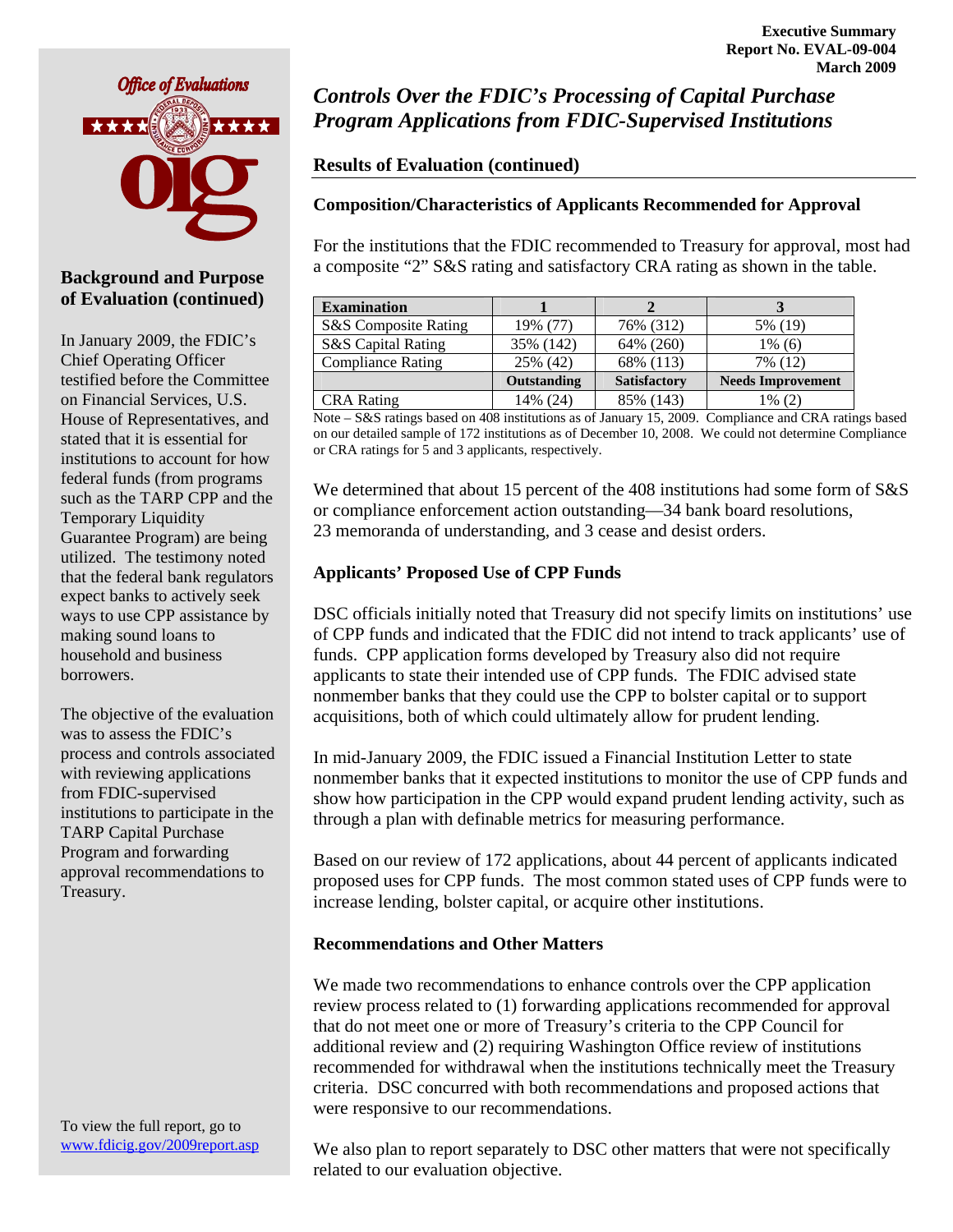Executive Summary
Report No. EVAL-09-004
March 2009

## Background and Purpose of Evaluation (continued)

In January 2009, the FDIC's Chief Operating Officer testified before the Committee on Financial Services, U.S. House of Representatives, and stated that it is essential for institutions to account for how federal funds (from programs such as the TARP CPP and the Temporary Liquidity Guarantee Program) are being utilized. The testimony noted that the federal bank regulators expect banks to actively seek ways to use CPP assistance by making sound loans to household and business borrowers.

The objective of the evaluation was to assess the FDIC's process and controls associated with reviewing applications from FDIC-supervised institutions to participate in the TARP Capital Purchase Program and forwarding approval recommendations to Treasury.

To view the full report, go to www.fdicig.gov/2009report.asp

# *Controls Over the FDIC's Processing of Capital Purchase Program Applications from FDIC-Supervised Institutions*

## Results of Evaluation (continued)

### Composition/Characteristics of Applicants Recommended for Approval

For the institutions that the FDIC recommended to Treasury for approval, most had a composite "2" S&S rating and satisfactory CRA rating as shown in the table.

| Examination | 1 | 2 | 3 |
|---|---|---|---|
| S&S Composite Rating | 19% (77) | 76% (312) | 5% (19) |
| S&S Capital Rating | 35% (142) | 64% (260) | 1% (6) |
| Compliance Rating | 25% (42) | 68% (113) | 7% (12) |
| | **Outstanding** | **Satisfactory** | **Needs Improvement** |
| CRA Rating | 14% (24) | 85% (143) | 1% (2) |

Note – S&S ratings based on 408 institutions as of January 15, 2009. Compliance and CRA ratings based on our detailed sample of 172 institutions as of December 10, 2008. We could not determine Compliance or CRA ratings for 5 and 3 applicants, respectively.

We determined that about 15 percent of the 408 institutions had some form of S&S or compliance enforcement action outstanding—34 bank board resolutions, 23 memoranda of understanding, and 3 cease and desist orders.

### Applicants' Proposed Use of CPP Funds

DSC officials initially noted that Treasury did not specify limits on institutions' use of CPP funds and indicated that the FDIC did not intend to track applicants' use of funds. CPP application forms developed by Treasury also did not require applicants to state their intended use of CPP funds. The FDIC advised state nonmember banks that they could use the CPP to bolster capital or to support acquisitions, both of which could ultimately allow for prudent lending.

In mid-January 2009, the FDIC issued a Financial Institution Letter to state nonmember banks that it expected institutions to monitor the use of CPP funds and show how participation in the CPP would expand prudent lending activity, such as through a plan with definable metrics for measuring performance.

Based on our review of 172 applications, about 44 percent of applicants indicated proposed uses for CPP funds. The most common stated uses of CPP funds were to increase lending, bolster capital, or acquire other institutions.

### Recommendations and Other Matters

We made two recommendations to enhance controls over the CPP application review process related to (1) forwarding applications recommended for approval that do not meet one or more of Treasury's criteria to the CPP Council for additional review and (2) requiring Washington Office review of institutions recommended for withdrawal when the institutions technically meet the Treasury criteria. DSC concurred with both recommendations and proposed actions that were responsive to our recommendations.

We also plan to report separately to DSC other matters that were not specifically related to our evaluation objective.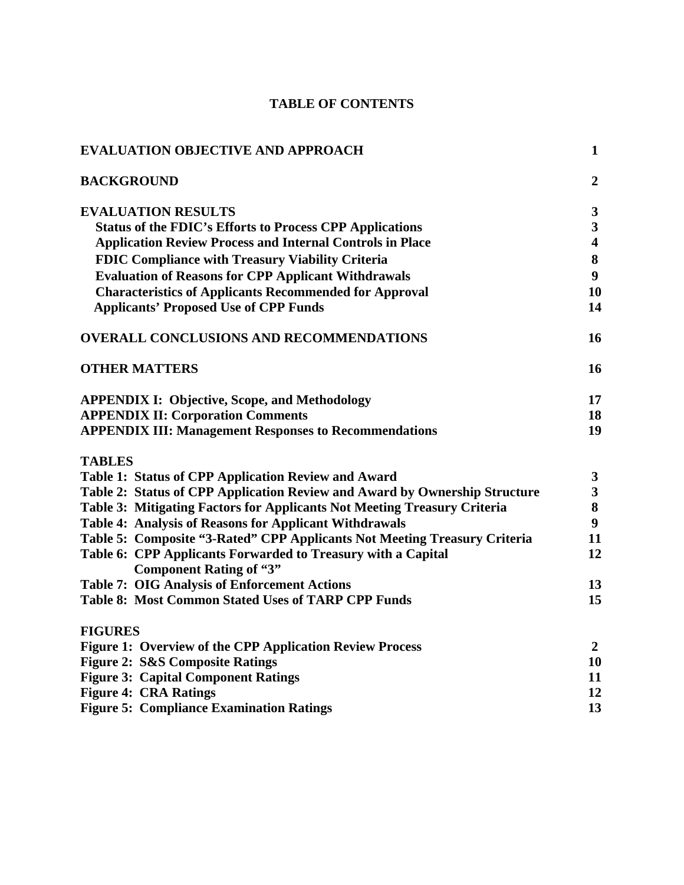# TABLE OF CONTENTS

| | |
|---|---|
| **EVALUATION OBJECTIVE AND APPROACH** | **1** |
| **BACKGROUND** | **2** |
| **EVALUATION RESULTS** | **3** |
| **Status of the FDIC's Efforts to Process CPP Applications** | **3** |
| **Application Review Process and Internal Controls in Place** | **4** |
| **FDIC Compliance with Treasury Viability Criteria** | **8** |
| **Evaluation of Reasons for CPP Applicant Withdrawals** | **9** |
| **Characteristics of Applicants Recommended for Approval** | **10** |
| **Applicants' Proposed Use of CPP Funds** | **14** |
| **OVERALL CONCLUSIONS AND RECOMMENDATIONS** | **16** |
| **OTHER MATTERS** | **16** |
| **APPENDIX I: Objective, Scope, and Methodology** | **17** |
| **APPENDIX II: Corporation Comments** | **18** |
| **APPENDIX III: Management Responses to Recommendations** | **19** |
| **TABLES** | |
| **Table 1: Status of CPP Application Review and Award** | **3** |
| **Table 2: Status of CPP Application Review and Award by Ownership Structure** | **3** |
| **Table 3: Mitigating Factors for Applicants Not Meeting Treasury Criteria** | **8** |
| **Table 4: Analysis of Reasons for Applicant Withdrawals** | **9** |
| **Table 5: Composite "3-Rated" CPP Applicants Not Meeting Treasury Criteria** | **11** |
| **Table 6: CPP Applicants Forwarded to Treasury with a Capital Component Rating of "3"** | **12** |
| **Table 7: OIG Analysis of Enforcement Actions** | **13** |
| **Table 8: Most Common Stated Uses of TARP CPP Funds** | **15** |
| **FIGURES** | |
| **Figure 1: Overview of the CPP Application Review Process** | **2** |
| **Figure 2: S&S Composite Ratings** | **10** |
| **Figure 3: Capital Component Ratings** | **11** |
| **Figure 4: CRA Ratings** | **12** |
| **Figure 5: Compliance Examination Ratings** | **13** |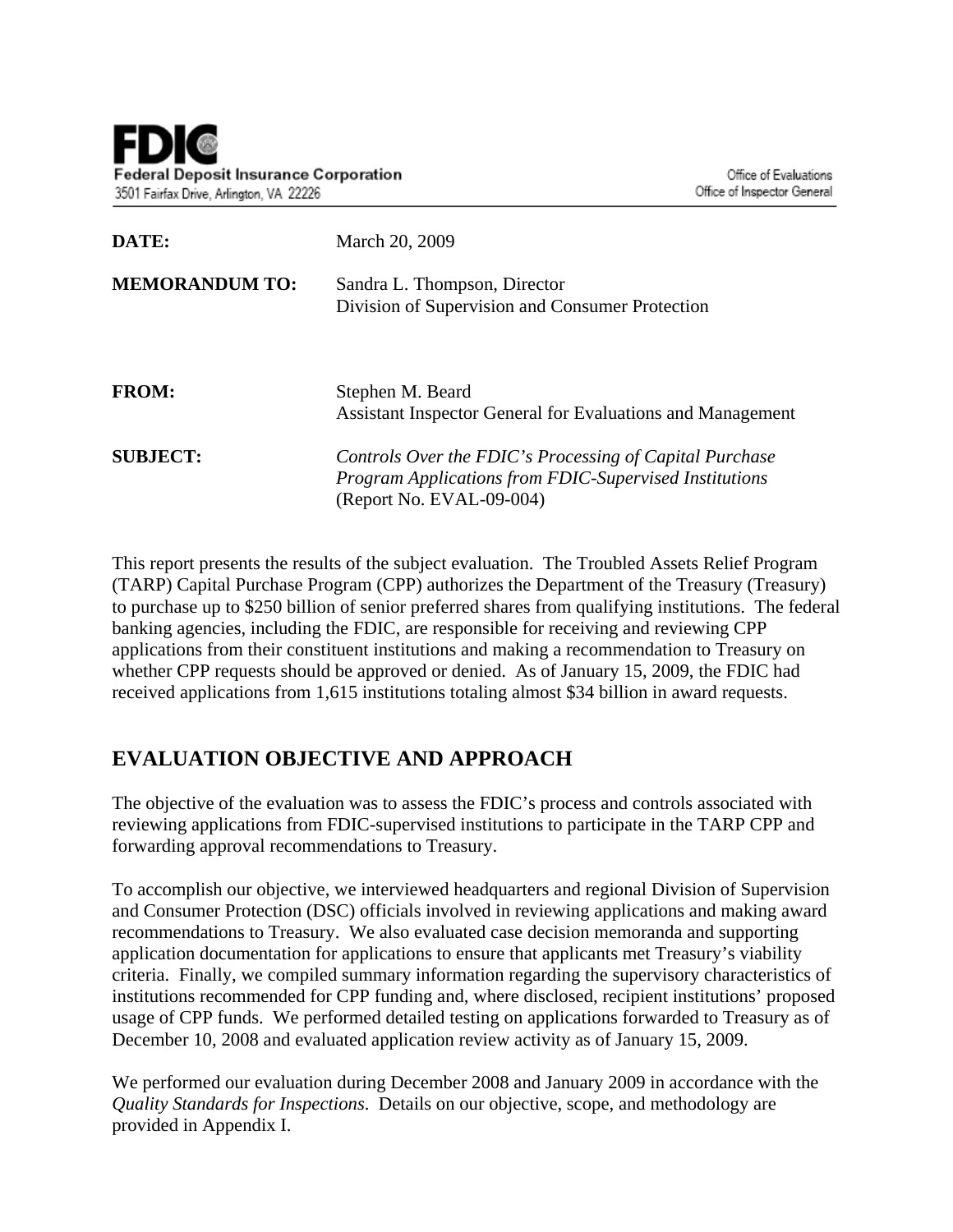**FDIC**
**Federal Deposit Insurance Corporation**
3501 Fairfax Drive, Arlington, VA 22226

Office of Evaluations
Office of Inspector General

| | |
|---|---|
| **DATE:** | March 20, 2009 |
| **MEMORANDUM TO:** | Sandra L. Thompson, Director<br>Division of Supervision and Consumer Protection |
| **FROM:** | Stephen M. Beard<br>Assistant Inspector General for Evaluations and Management |
| **SUBJECT:** | *Controls Over the FDIC's Processing of Capital Purchase Program Applications from FDIC-Supervised Institutions* (Report No. EVAL-09-004) |

This report presents the results of the subject evaluation. The Troubled Assets Relief Program (TARP) Capital Purchase Program (CPP) authorizes the Department of the Treasury (Treasury) to purchase up to $250 billion of senior preferred shares from qualifying institutions. The federal banking agencies, including the FDIC, are responsible for receiving and reviewing CPP applications from their constituent institutions and making a recommendation to Treasury on whether CPP requests should be approved or denied. As of January 15, 2009, the FDIC had received applications from 1,615 institutions totaling almost $34 billion in award requests.

## EVALUATION OBJECTIVE AND APPROACH

The objective of the evaluation was to assess the FDIC's process and controls associated with reviewing applications from FDIC-supervised institutions to participate in the TARP CPP and forwarding approval recommendations to Treasury.

To accomplish our objective, we interviewed headquarters and regional Division of Supervision and Consumer Protection (DSC) officials involved in reviewing applications and making award recommendations to Treasury. We also evaluated case decision memoranda and supporting application documentation for applications to ensure that applicants met Treasury's viability criteria. Finally, we compiled summary information regarding the supervisory characteristics of institutions recommended for CPP funding and, where disclosed, recipient institutions' proposed usage of CPP funds. We performed detailed testing on applications forwarded to Treasury as of December 10, 2008 and evaluated application review activity as of January 15, 2009.

We performed our evaluation during December 2008 and January 2009 in accordance with the *Quality Standards for Inspections*. Details on our objective, scope, and methodology are provided in Appendix I.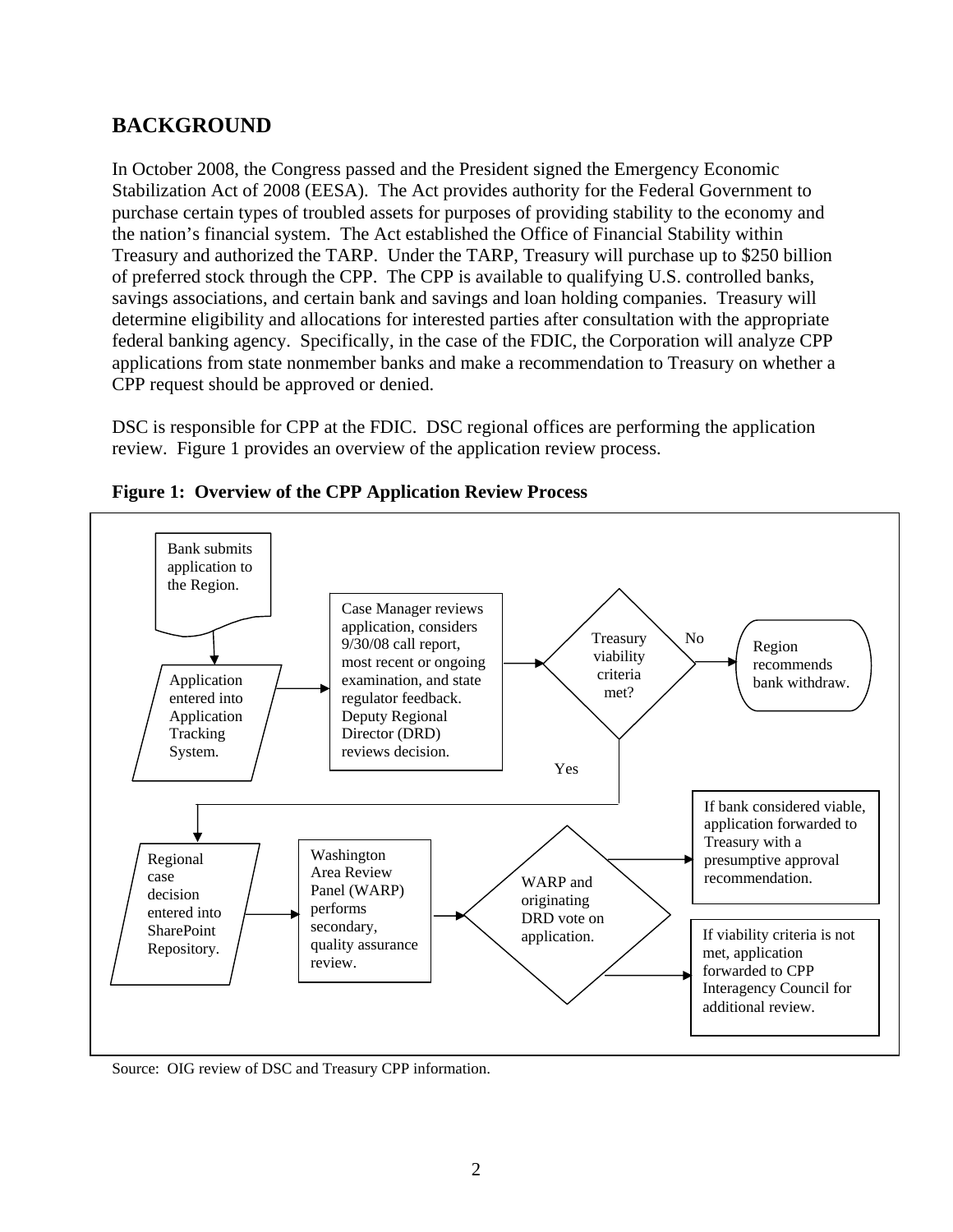## BACKGROUND

In October 2008, the Congress passed and the President signed the Emergency Economic Stabilization Act of 2008 (EESA). The Act provides authority for the Federal Government to purchase certain types of troubled assets for purposes of providing stability to the economy and the nation's financial system. The Act established the Office of Financial Stability within Treasury and authorized the TARP. Under the TARP, Treasury will purchase up to $250 billion of preferred stock through the CPP. The CPP is available to qualifying U.S. controlled banks, savings associations, and certain bank and savings and loan holding companies. Treasury will determine eligibility and allocations for interested parties after consultation with the appropriate federal banking agency. Specifically, in the case of the FDIC, the Corporation will analyze CPP applications from state nonmember banks and make a recommendation to Treasury on whether a CPP request should be approved or denied.

DSC is responsible for CPP at the FDIC. DSC regional offices are performing the application review. Figure 1 provides an overview of the application review process.

**Figure 1: Overview of the CPP Application Review Process**

Bank submits application to the Region.

Application entered into Application Tracking System.

Case Manager reviews application, considers 9/30/08 call report, most recent or ongoing examination, and state regulator feedback. Deputy Regional Director (DRD) reviews decision.

Treasury viability criteria met?

No → Region recommends bank withdraw.

Yes → Regional case decision entered into SharePoint Repository.

Washington Area Review Panel (WARP) performs secondary, quality assurance review.

WARP and originating DRD vote on application.

If bank considered viable, application forwarded to Treasury with a presumptive approval recommendation.

If viability criteria is not met, application forwarded to CPP Interagency Council for additional review.

Source: OIG review of DSC and Treasury CPP information.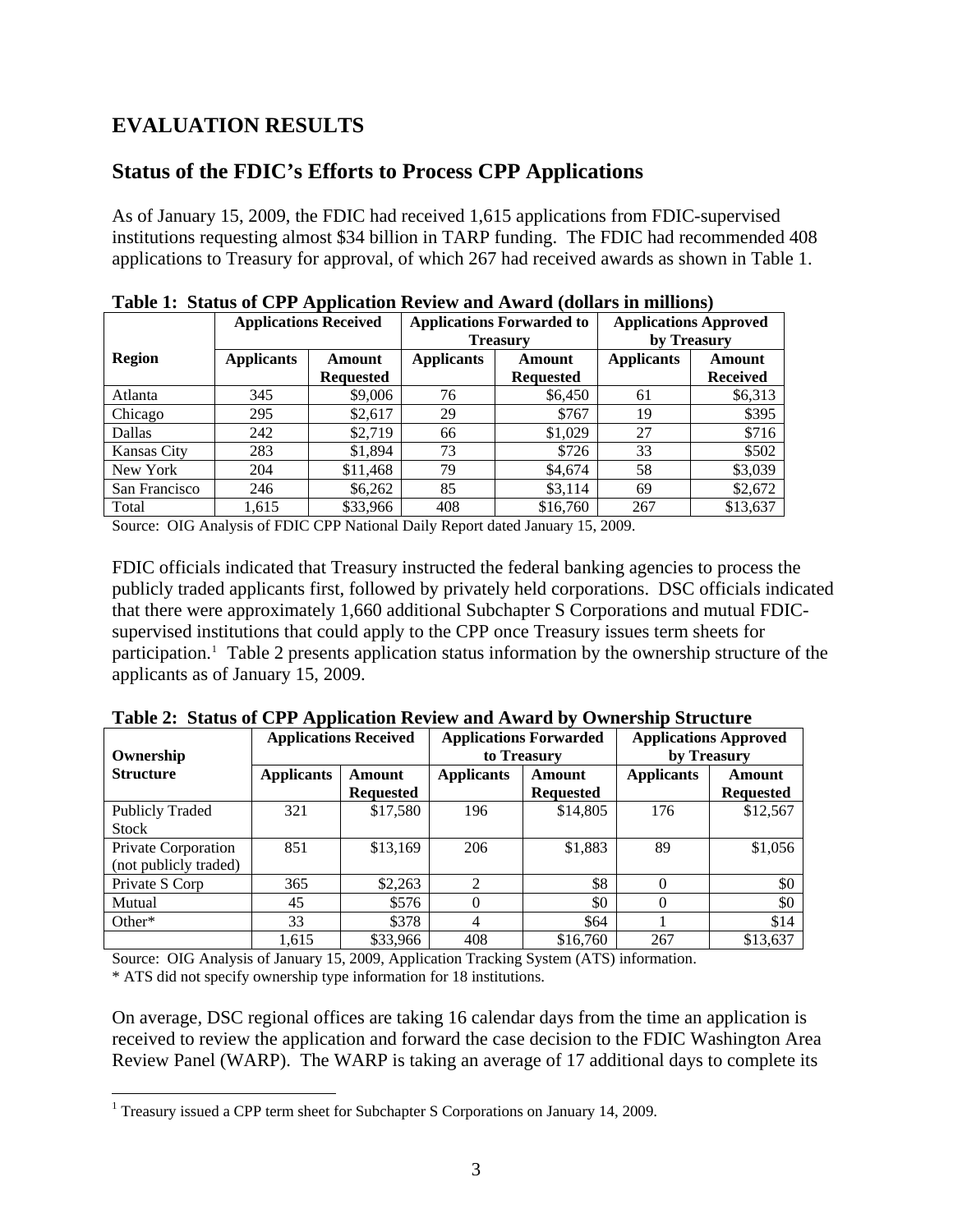# EVALUATION RESULTS

## Status of the FDIC's Efforts to Process CPP Applications

As of January 15, 2009, the FDIC had received 1,615 applications from FDIC-supervised institutions requesting almost $34 billion in TARP funding. The FDIC had recommended 408 applications to Treasury for approval, of which 267 had received awards as shown in Table 1.

**Table 1: Status of CPP Application Review and Award (dollars in millions)**

| Region | Applications Received | | Applications Forwarded to Treasury | | Applications Approved by Treasury | |
|---|---|---|---|---|---|---|
| | Applicants | Amount Requested | Applicants | Amount Requested | Applicants | Amount Received |
| Atlanta | 345 | $9,006 | 76 | $6,450 | 61 | $6,313 |
| Chicago | 295 | $2,617 | 29 | $767 | 19 | $395 |
| Dallas | 242 | $2,719 | 66 | $1,029 | 27 | $716 |
| Kansas City | 283 | $1,894 | 73 | $726 | 33 | $502 |
| New York | 204 | $11,468 | 79 | $4,674 | 58 | $3,039 |
| San Francisco | 246 | $6,262 | 85 | $3,114 | 69 | $2,672 |
| Total | 1,615 | $33,966 | 408 | $16,760 | 267 | $13,637 |

Source: OIG Analysis of FDIC CPP National Daily Report dated January 15, 2009.

FDIC officials indicated that Treasury instructed the federal banking agencies to process the publicly traded applicants first, followed by privately held corporations. DSC officials indicated that there were approximately 1,660 additional Subchapter S Corporations and mutual FDIC-supervised institutions that could apply to the CPP once Treasury issues term sheets for participation.[1] Table 2 presents application status information by the ownership structure of the applicants as of January 15, 2009.

**Table 2: Status of CPP Application Review and Award by Ownership Structure**

| Ownership Structure | Applications Received | | Applications Forwarded to Treasury | | Applications Approved by Treasury | |
|---|---|---|---|---|---|---|
| | Applicants | Amount Requested | Applicants | Amount Requested | Applicants | Amount Requested |
| Publicly Traded Stock | 321 | $17,580 | 196 | $14,805 | 176 | $12,567 |
| Private Corporation (not publicly traded) | 851 | $13,169 | 206 | $1,883 | 89 | $1,056 |
| Private S Corp | 365 | $2,263 | 2 | $8 | 0 | $0 |
| Mutual | 45 | $576 | 0 | $0 | 0 | $0 |
| Other* | 33 | $378 | 4 | $64 | 1 | $14 |
| | 1,615 | $33,966 | 408 | $16,760 | 267 | $13,637 |

Source: OIG Analysis of January 15, 2009, Application Tracking System (ATS) information.
* ATS did not specify ownership type information for 18 institutions.

On average, DSC regional offices are taking 16 calendar days from the time an application is received to review the application and forward the case decision to the FDIC Washington Area Review Panel (WARP). The WARP is taking an average of 17 additional days to complete its

[1] Treasury issued a CPP term sheet for Subchapter S Corporations on January 14, 2009.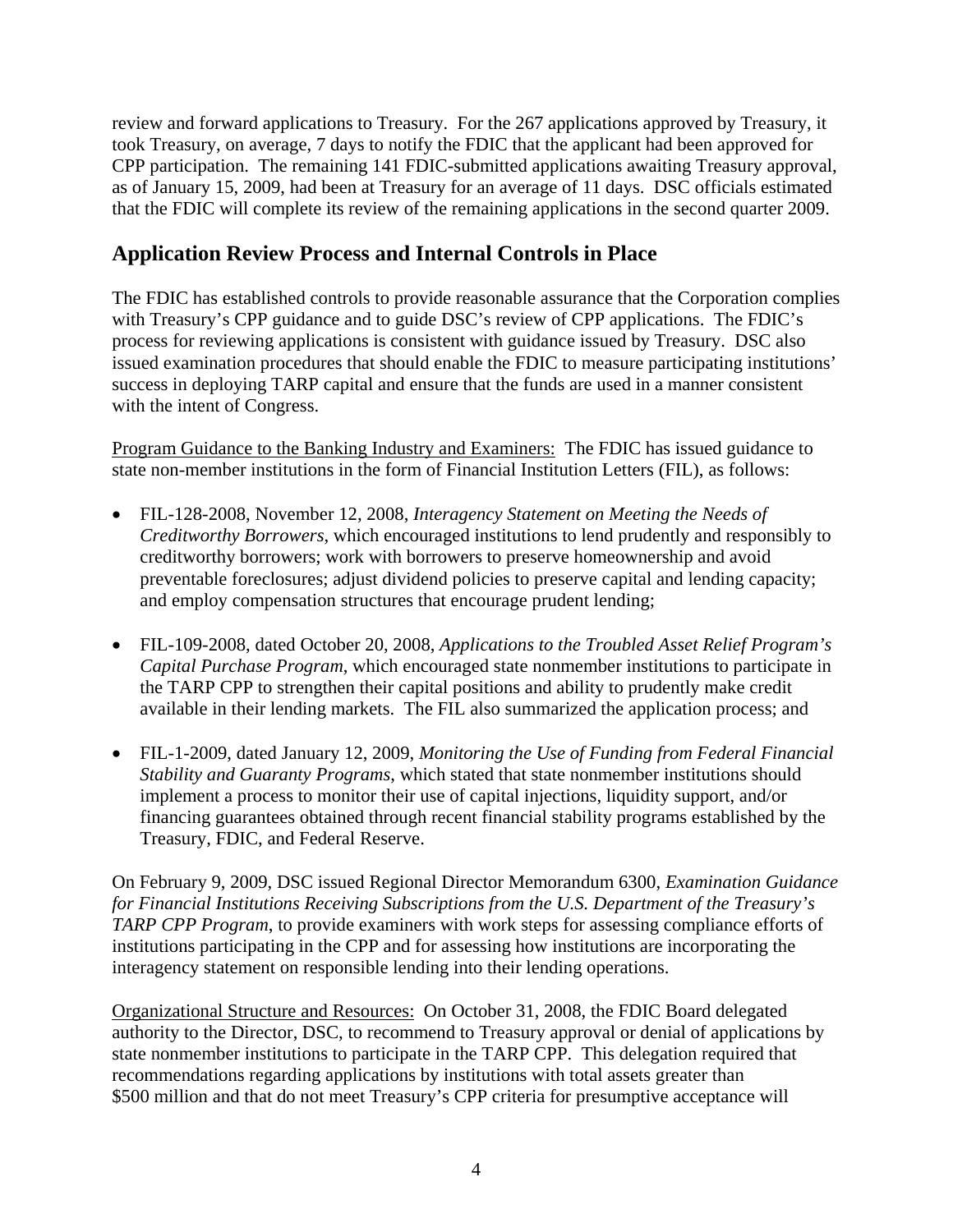review and forward applications to Treasury. For the 267 applications approved by Treasury, it took Treasury, on average, 7 days to notify the FDIC that the applicant had been approved for CPP participation. The remaining 141 FDIC-submitted applications awaiting Treasury approval, as of January 15, 2009, had been at Treasury for an average of 11 days. DSC officials estimated that the FDIC will complete its review of the remaining applications in the second quarter 2009.

## Application Review Process and Internal Controls in Place

The FDIC has established controls to provide reasonable assurance that the Corporation complies with Treasury's CPP guidance and to guide DSC's review of CPP applications. The FDIC's process for reviewing applications is consistent with guidance issued by Treasury. DSC also issued examination procedures that should enable the FDIC to measure participating institutions' success in deploying TARP capital and ensure that the funds are used in a manner consistent with the intent of Congress.

Program Guidance to the Banking Industry and Examiners: The FDIC has issued guidance to state non-member institutions in the form of Financial Institution Letters (FIL), as follows:

- FIL-128-2008, November 12, 2008, *Interagency Statement on Meeting the Needs of Creditworthy Borrowers*, which encouraged institutions to lend prudently and responsibly to creditworthy borrowers; work with borrowers to preserve homeownership and avoid preventable foreclosures; adjust dividend policies to preserve capital and lending capacity; and employ compensation structures that encourage prudent lending;

- FIL-109-2008, dated October 20, 2008, *Applications to the Troubled Asset Relief Program's Capital Purchase Program*, which encouraged state nonmember institutions to participate in the TARP CPP to strengthen their capital positions and ability to prudently make credit available in their lending markets. The FIL also summarized the application process; and

- FIL-1-2009, dated January 12, 2009, *Monitoring the Use of Funding from Federal Financial Stability and Guaranty Programs*, which stated that state nonmember institutions should implement a process to monitor their use of capital injections, liquidity support, and/or financing guarantees obtained through recent financial stability programs established by the Treasury, FDIC, and Federal Reserve.

On February 9, 2009, DSC issued Regional Director Memorandum 6300, *Examination Guidance for Financial Institutions Receiving Subscriptions from the U.S. Department of the Treasury's TARP CPP Program*, to provide examiners with work steps for assessing compliance efforts of institutions participating in the CPP and for assessing how institutions are incorporating the interagency statement on responsible lending into their lending operations.

Organizational Structure and Resources: On October 31, 2008, the FDIC Board delegated authority to the Director, DSC, to recommend to Treasury approval or denial of applications by state nonmember institutions to participate in the TARP CPP. This delegation required that recommendations regarding applications by institutions with total assets greater than $500 million and that do not meet Treasury's CPP criteria for presumptive acceptance will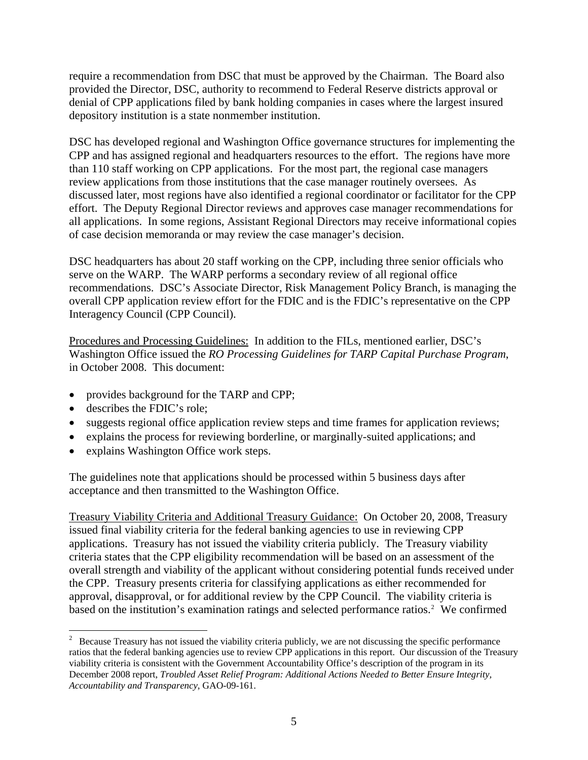require a recommendation from DSC that must be approved by the Chairman. The Board also provided the Director, DSC, authority to recommend to Federal Reserve districts approval or denial of CPP applications filed by bank holding companies in cases where the largest insured depository institution is a state nonmember institution.

DSC has developed regional and Washington Office governance structures for implementing the CPP and has assigned regional and headquarters resources to the effort. The regions have more than 110 staff working on CPP applications. For the most part, the regional case managers review applications from those institutions that the case manager routinely oversees. As discussed later, most regions have also identified a regional coordinator or facilitator for the CPP effort. The Deputy Regional Director reviews and approves case manager recommendations for all applications. In some regions, Assistant Regional Directors may receive informational copies of case decision memoranda or may review the case manager's decision.

DSC headquarters has about 20 staff working on the CPP, including three senior officials who serve on the WARP. The WARP performs a secondary review of all regional office recommendations. DSC's Associate Director, Risk Management Policy Branch, is managing the overall CPP application review effort for the FDIC and is the FDIC's representative on the CPP Interagency Council (CPP Council).

<u>Procedures and Processing Guidelines:</u> In addition to the FILs, mentioned earlier, DSC's Washington Office issued the *RO Processing Guidelines for TARP Capital Purchase Program*, in October 2008. This document:

- provides background for the TARP and CPP;
- describes the FDIC's role;
- suggests regional office application review steps and time frames for application reviews;
- explains the process for reviewing borderline, or marginally-suited applications; and
- explains Washington Office work steps.

The guidelines note that applications should be processed within 5 business days after acceptance and then transmitted to the Washington Office.

<u>Treasury Viability Criteria and Additional Treasury Guidance:</u> On October 20, 2008, Treasury issued final viability criteria for the federal banking agencies to use in reviewing CPP applications. Treasury has not issued the viability criteria publicly. The Treasury viability criteria states that the CPP eligibility recommendation will be based on an assessment of the overall strength and viability of the applicant without considering potential funds received under the CPP. Treasury presents criteria for classifying applications as either recommended for approval, disapproval, or for additional review by the CPP Council. The viability criteria is based on the institution's examination ratings and selected performance ratios.[2] We confirmed

---

[2] Because Treasury has not issued the viability criteria publicly, we are not discussing the specific performance ratios that the federal banking agencies use to review CPP applications in this report. Our discussion of the Treasury viability criteria is consistent with the Government Accountability Office's description of the program in its December 2008 report, *Troubled Asset Relief Program: Additional Actions Needed to Better Ensure Integrity, Accountability and Transparency*, GAO-09-161.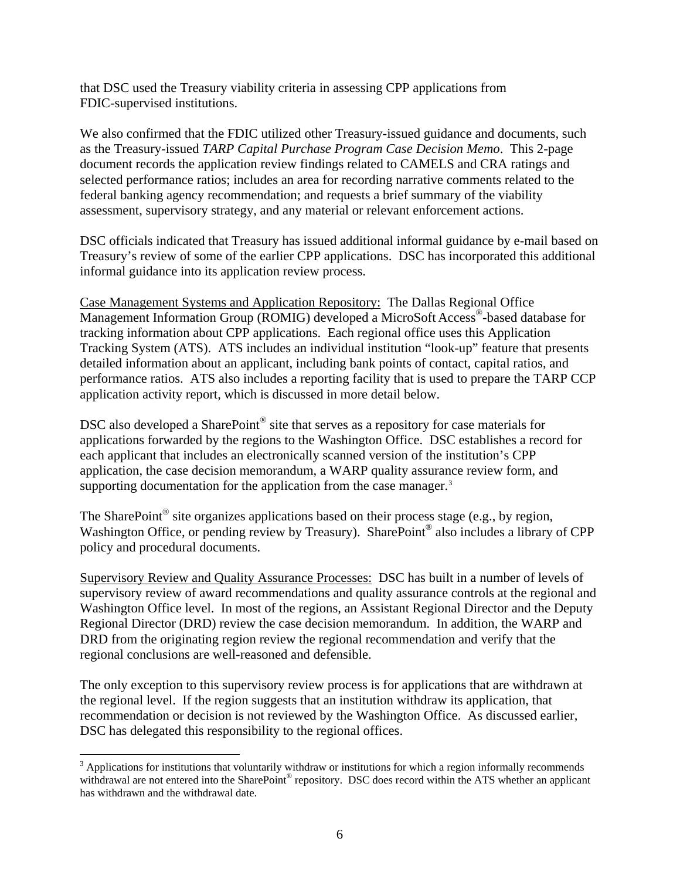that DSC used the Treasury viability criteria in assessing CPP applications from FDIC-supervised institutions.

We also confirmed that the FDIC utilized other Treasury-issued guidance and documents, such as the Treasury-issued *TARP Capital Purchase Program Case Decision Memo*. This 2-page document records the application review findings related to CAMELS and CRA ratings and selected performance ratios; includes an area for recording narrative comments related to the federal banking agency recommendation; and requests a brief summary of the viability assessment, supervisory strategy, and any material or relevant enforcement actions.

DSC officials indicated that Treasury has issued additional informal guidance by e-mail based on Treasury's review of some of the earlier CPP applications. DSC has incorporated this additional informal guidance into its application review process.

Case Management Systems and Application Repository: The Dallas Regional Office Management Information Group (ROMIG) developed a MicroSoft Access®-based database for tracking information about CPP applications. Each regional office uses this Application Tracking System (ATS). ATS includes an individual institution "look-up" feature that presents detailed information about an applicant, including bank points of contact, capital ratios, and performance ratios. ATS also includes a reporting facility that is used to prepare the TARP CCP application activity report, which is discussed in more detail below.

DSC also developed a SharePoint® site that serves as a repository for case materials for applications forwarded by the regions to the Washington Office. DSC establishes a record for each applicant that includes an electronically scanned version of the institution's CPP application, the case decision memorandum, a WARP quality assurance review form, and supporting documentation for the application from the case manager.[3]

The SharePoint® site organizes applications based on their process stage (e.g., by region, Washington Office, or pending review by Treasury). SharePoint® also includes a library of CPP policy and procedural documents.

Supervisory Review and Quality Assurance Processes: DSC has built in a number of levels of supervisory review of award recommendations and quality assurance controls at the regional and Washington Office level. In most of the regions, an Assistant Regional Director and the Deputy Regional Director (DRD) review the case decision memorandum. In addition, the WARP and DRD from the originating region review the regional recommendation and verify that the regional conclusions are well-reasoned and defensible.

The only exception to this supervisory review process is for applications that are withdrawn at the regional level. If the region suggests that an institution withdraw its application, that recommendation or decision is not reviewed by the Washington Office. As discussed earlier, DSC has delegated this responsibility to the regional offices.

[3] Applications for institutions that voluntarily withdraw or institutions for which a region informally recommends withdrawal are not entered into the SharePoint® repository. DSC does record within the ATS whether an applicant has withdrawn and the withdrawal date.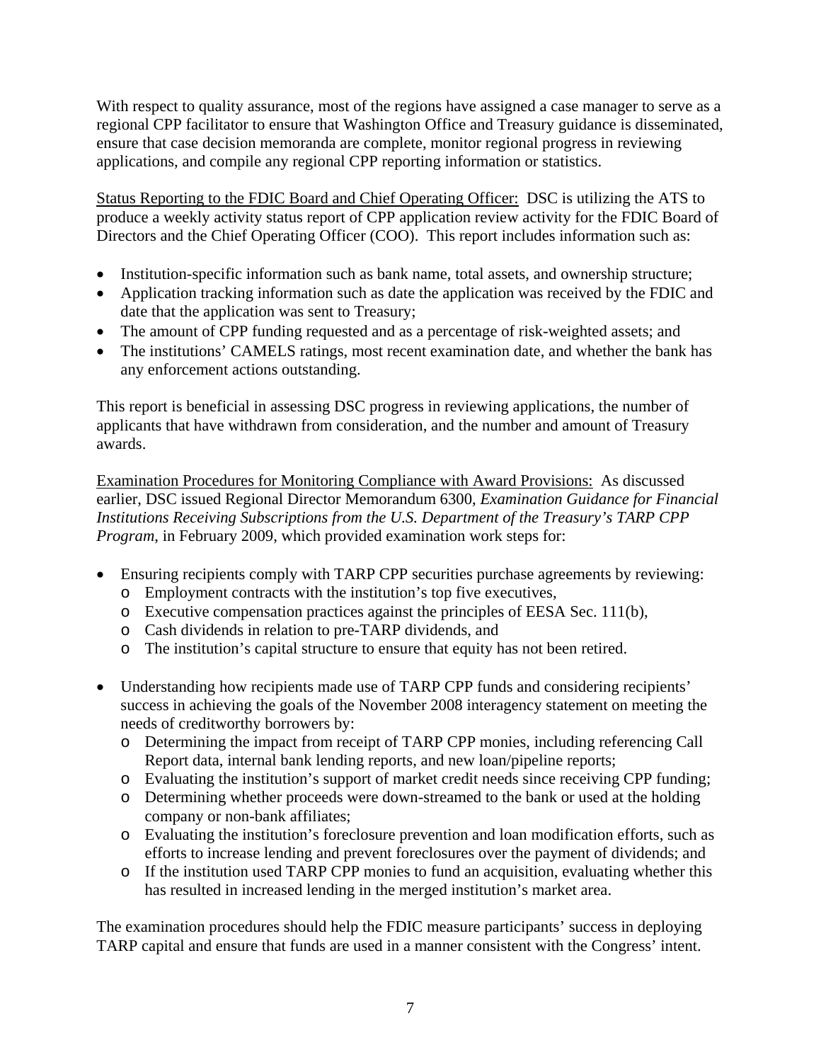With respect to quality assurance, most of the regions have assigned a case manager to serve as a regional CPP facilitator to ensure that Washington Office and Treasury guidance is disseminated, ensure that case decision memoranda are complete, monitor regional progress in reviewing applications, and compile any regional CPP reporting information or statistics.

<u>Status Reporting to the FDIC Board and Chief Operating Officer:</u> DSC is utilizing the ATS to produce a weekly activity status report of CPP application review activity for the FDIC Board of Directors and the Chief Operating Officer (COO). This report includes information such as:

- Institution-specific information such as bank name, total assets, and ownership structure;
- Application tracking information such as date the application was received by the FDIC and date that the application was sent to Treasury;
- The amount of CPP funding requested and as a percentage of risk-weighted assets; and
- The institutions' CAMELS ratings, most recent examination date, and whether the bank has any enforcement actions outstanding.

This report is beneficial in assessing DSC progress in reviewing applications, the number of applicants that have withdrawn from consideration, and the number and amount of Treasury awards.

<u>Examination Procedures for Monitoring Compliance with Award Provisions:</u> As discussed earlier, DSC issued Regional Director Memorandum 6300, *Examination Guidance for Financial Institutions Receiving Subscriptions from the U.S. Department of the Treasury's TARP CPP Program*, in February 2009, which provided examination work steps for:

- Ensuring recipients comply with TARP CPP securities purchase agreements by reviewing:
  - Employment contracts with the institution's top five executives,
  - Executive compensation practices against the principles of EESA Sec. 111(b),
  - Cash dividends in relation to pre-TARP dividends, and
  - The institution's capital structure to ensure that equity has not been retired.

- Understanding how recipients made use of TARP CPP funds and considering recipients' success in achieving the goals of the November 2008 interagency statement on meeting the needs of creditworthy borrowers by:
  - Determining the impact from receipt of TARP CPP monies, including referencing Call Report data, internal bank lending reports, and new loan/pipeline reports;
  - Evaluating the institution's support of market credit needs since receiving CPP funding;
  - Determining whether proceeds were down-streamed to the bank or used at the holding company or non-bank affiliates;
  - Evaluating the institution's foreclosure prevention and loan modification efforts, such as efforts to increase lending and prevent foreclosures over the payment of dividends; and
  - If the institution used TARP CPP monies to fund an acquisition, evaluating whether this has resulted in increased lending in the merged institution's market area.

The examination procedures should help the FDIC measure participants' success in deploying TARP capital and ensure that funds are used in a manner consistent with the Congress' intent.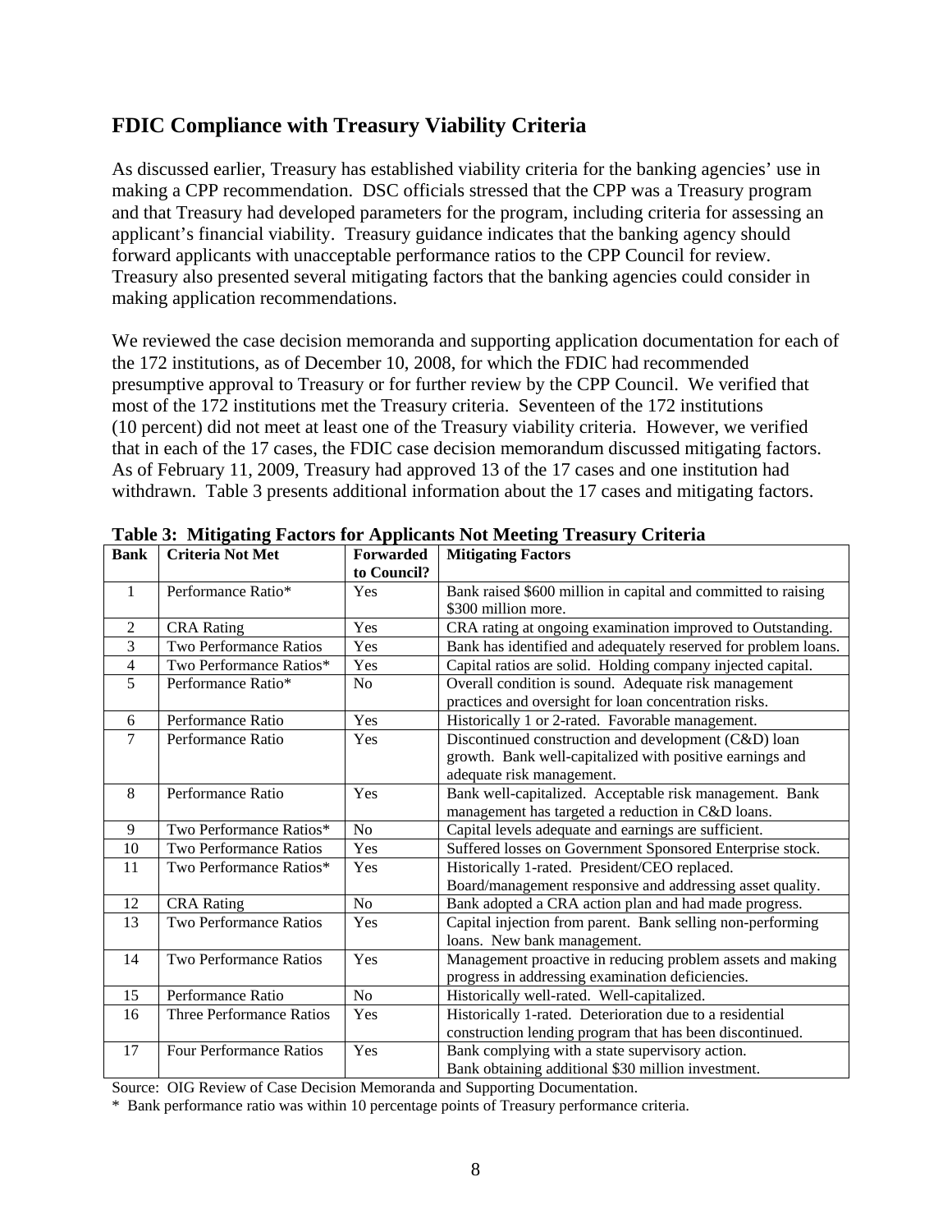## FDIC Compliance with Treasury Viability Criteria

As discussed earlier, Treasury has established viability criteria for the banking agencies' use in making a CPP recommendation. DSC officials stressed that the CPP was a Treasury program and that Treasury had developed parameters for the program, including criteria for assessing an applicant's financial viability. Treasury guidance indicates that the banking agency should forward applicants with unacceptable performance ratios to the CPP Council for review. Treasury also presented several mitigating factors that the banking agencies could consider in making application recommendations.

We reviewed the case decision memoranda and supporting application documentation for each of the 172 institutions, as of December 10, 2008, for which the FDIC had recommended presumptive approval to Treasury or for further review by the CPP Council. We verified that most of the 172 institutions met the Treasury criteria. Seventeen of the 172 institutions (10 percent) did not meet at least one of the Treasury viability criteria. However, we verified that in each of the 17 cases, the FDIC case decision memorandum discussed mitigating factors. As of February 11, 2009, Treasury had approved 13 of the 17 cases and one institution had withdrawn. Table 3 presents additional information about the 17 cases and mitigating factors.

**Table 3: Mitigating Factors for Applicants Not Meeting Treasury Criteria**

| Bank | Criteria Not Met | Forwarded to Council? | Mitigating Factors |
|---|---|---|---|
| 1 | Performance Ratio* | Yes | Bank raised $600 million in capital and committed to raising $300 million more. |
| 2 | CRA Rating | Yes | CRA rating at ongoing examination improved to Outstanding. |
| 3 | Two Performance Ratios | Yes | Bank has identified and adequately reserved for problem loans. |
| 4 | Two Performance Ratios* | Yes | Capital ratios are solid. Holding company injected capital. |
| 5 | Performance Ratio* | No | Overall condition is sound. Adequate risk management practices and oversight for loan concentration risks. |
| 6 | Performance Ratio | Yes | Historically 1 or 2-rated. Favorable management. |
| 7 | Performance Ratio | Yes | Discontinued construction and development (C&D) loan growth. Bank well-capitalized with positive earnings and adequate risk management. |
| 8 | Performance Ratio | Yes | Bank well-capitalized. Acceptable risk management. Bank management has targeted a reduction in C&D loans. |
| 9 | Two Performance Ratios* | No | Capital levels adequate and earnings are sufficient. |
| 10 | Two Performance Ratios | Yes | Suffered losses on Government Sponsored Enterprise stock. |
| 11 | Two Performance Ratios* | Yes | Historically 1-rated. President/CEO replaced. Board/management responsive and addressing asset quality. |
| 12 | CRA Rating | No | Bank adopted a CRA action plan and had made progress. |
| 13 | Two Performance Ratios | Yes | Capital injection from parent. Bank selling non-performing loans. New bank management. |
| 14 | Two Performance Ratios | Yes | Management proactive in reducing problem assets and making progress in addressing examination deficiencies. |
| 15 | Performance Ratio | No | Historically well-rated. Well-capitalized. |
| 16 | Three Performance Ratios | Yes | Historically 1-rated. Deterioration due to a residential construction lending program that has been discontinued. |
| 17 | Four Performance Ratios | Yes | Bank complying with a state supervisory action. Bank obtaining additional $30 million investment. |

Source: OIG Review of Case Decision Memoranda and Supporting Documentation.

\* Bank performance ratio was within 10 percentage points of Treasury performance criteria.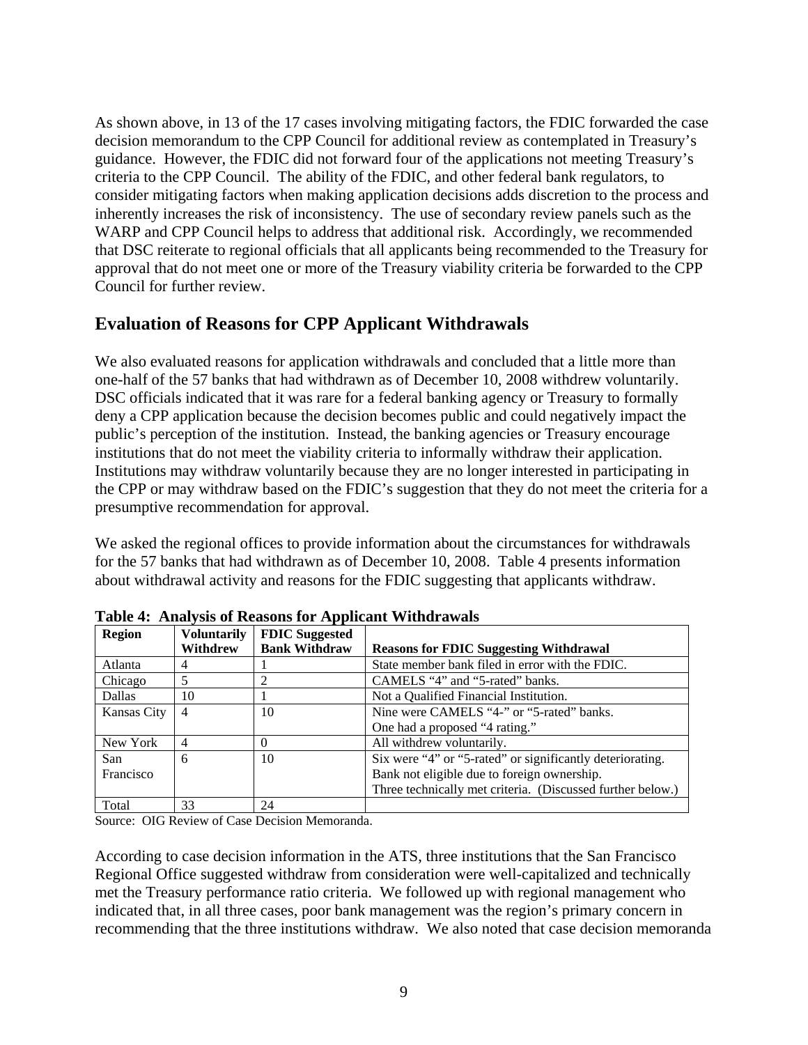As shown above, in 13 of the 17 cases involving mitigating factors, the FDIC forwarded the case decision memorandum to the CPP Council for additional review as contemplated in Treasury's guidance. However, the FDIC did not forward four of the applications not meeting Treasury's criteria to the CPP Council. The ability of the FDIC, and other federal bank regulators, to consider mitigating factors when making application decisions adds discretion to the process and inherently increases the risk of inconsistency. The use of secondary review panels such as the WARP and CPP Council helps to address that additional risk. Accordingly, we recommended that DSC reiterate to regional officials that all applicants being recommended to the Treasury for approval that do not meet one or more of the Treasury viability criteria be forwarded to the CPP Council for further review.

## Evaluation of Reasons for CPP Applicant Withdrawals

We also evaluated reasons for application withdrawals and concluded that a little more than one-half of the 57 banks that had withdrawn as of December 10, 2008 withdrew voluntarily. DSC officials indicated that it was rare for a federal banking agency or Treasury to formally deny a CPP application because the decision becomes public and could negatively impact the public's perception of the institution. Instead, the banking agencies or Treasury encourage institutions that do not meet the viability criteria to informally withdraw their application. Institutions may withdraw voluntarily because they are no longer interested in participating in the CPP or may withdraw based on the FDIC's suggestion that they do not meet the criteria for a presumptive recommendation for approval.

We asked the regional offices to provide information about the circumstances for withdrawals for the 57 banks that had withdrawn as of December 10, 2008. Table 4 presents information about withdrawal activity and reasons for the FDIC suggesting that applicants withdraw.

**Table 4: Analysis of Reasons for Applicant Withdrawals**

| Region | Voluntarily Withdrew | FDIC Suggested Bank Withdraw | Reasons for FDIC Suggesting Withdrawal |
|---|---|---|---|
| Atlanta | 4 | 1 | State member bank filed in error with the FDIC. |
| Chicago | 5 | 2 | CAMELS "4" and "5-rated" banks. |
| Dallas | 10 | 1 | Not a Qualified Financial Institution. |
| Kansas City | 4 | 10 | Nine were CAMELS "4-" or "5-rated" banks. One had a proposed "4 rating." |
| New York | 4 | 0 | All withdrew voluntarily. |
| San Francisco | 6 | 10 | Six were "4" or "5-rated" or significantly deteriorating. Bank not eligible due to foreign ownership. Three technically met criteria. (Discussed further below.) |
| Total | 33 | 24 | |

Source: OIG Review of Case Decision Memoranda.

According to case decision information in the ATS, three institutions that the San Francisco Regional Office suggested withdraw from consideration were well-capitalized and technically met the Treasury performance ratio criteria. We followed up with regional management who indicated that, in all three cases, poor bank management was the region's primary concern in recommending that the three institutions withdraw. We also noted that case decision memoranda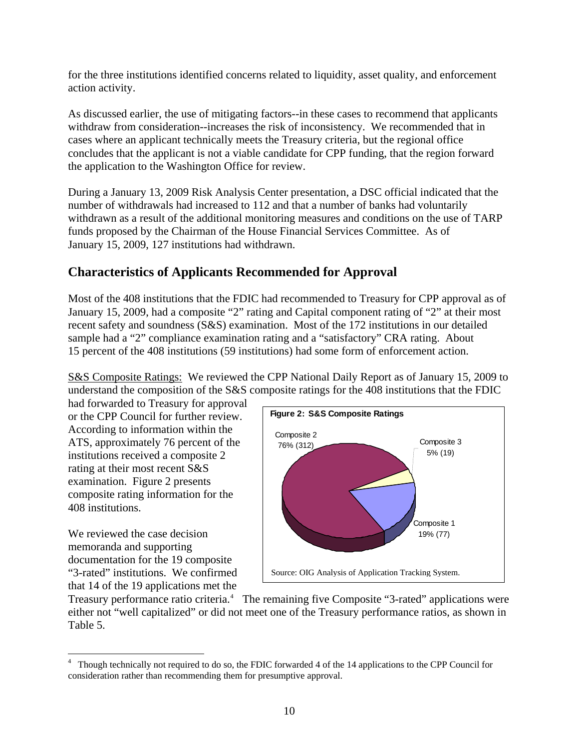for the three institutions identified concerns related to liquidity, asset quality, and enforcement action activity.

As discussed earlier, the use of mitigating factors--in these cases to recommend that applicants withdraw from consideration--increases the risk of inconsistency. We recommended that in cases where an applicant technically meets the Treasury criteria, but the regional office concludes that the applicant is not a viable candidate for CPP funding, that the region forward the application to the Washington Office for review.

During a January 13, 2009 Risk Analysis Center presentation, a DSC official indicated that the number of withdrawals had increased to 112 and that a number of banks had voluntarily withdrawn as a result of the additional monitoring measures and conditions on the use of TARP funds proposed by the Chairman of the House Financial Services Committee. As of January 15, 2009, 127 institutions had withdrawn.

## Characteristics of Applicants Recommended for Approval

Most of the 408 institutions that the FDIC had recommended to Treasury for CPP approval as of January 15, 2009, had a composite "2" rating and Capital component rating of "2" at their most recent safety and soundness (S&S) examination. Most of the 172 institutions in our detailed sample had a "2" compliance examination rating and a "satisfactory" CRA rating. About 15 percent of the 408 institutions (59 institutions) had some form of enforcement action.

S&S Composite Ratings: We reviewed the CPP National Daily Report as of January 15, 2009 to understand the composition of the S&S composite ratings for the 408 institutions that the FDIC had forwarded to Treasury for approval or the CPP Council for further review. According to information within the ATS, approximately 76 percent of the institutions received a composite 2 rating at their most recent S&S examination. Figure 2 presents composite rating information for the 408 institutions.

**Figure 2: S&S Composite Ratings**

Composite 2 76% (312)

Composite 3 5% (19)

Composite 1 19% (77)

Source: OIG Analysis of Application Tracking System.

We reviewed the case decision memoranda and supporting documentation for the 19 composite "3-rated" institutions. We confirmed that 14 of the 19 applications met the Treasury performance ratio criteria.[4] The remaining five Composite "3-rated" applications were either not "well capitalized" or did not meet one of the Treasury performance ratios, as shown in Table 5.

[4] Though technically not required to do so, the FDIC forwarded 4 of the 14 applications to the CPP Council for consideration rather than recommending them for presumptive approval.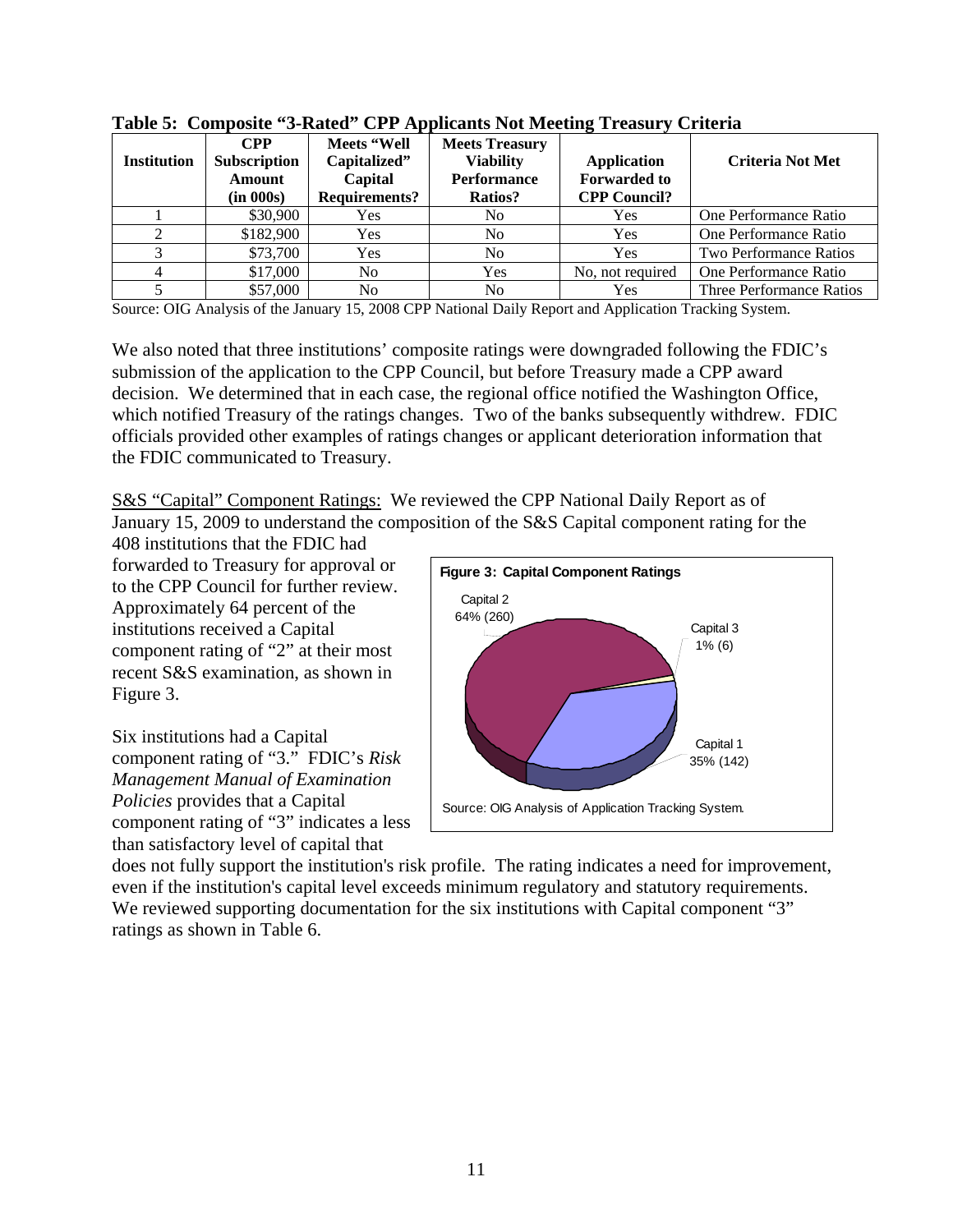**Table 5: Composite "3-Rated" CPP Applicants Not Meeting Treasury Criteria**

| Institution | CPP Subscription Amount (in 000s) | Meets "Well Capitalized" Capital Requirements? | Meets Treasury Viability Performance Ratios? | Application Forwarded to CPP Council? | Criteria Not Met |
|---|---|---|---|---|---|
| 1 | $30,900 | Yes | No | Yes | One Performance Ratio |
| 2 | $182,900 | Yes | No | Yes | One Performance Ratio |
| 3 | $73,700 | Yes | No | Yes | Two Performance Ratios |
| 4 | $17,000 | No | Yes | No, not required | One Performance Ratio |
| 5 | $57,000 | No | No | Yes | Three Performance Ratios |

Source: OIG Analysis of the January 15, 2008 CPP National Daily Report and Application Tracking System.

We also noted that three institutions' composite ratings were downgraded following the FDIC's submission of the application to the CPP Council, but before Treasury made a CPP award decision. We determined that in each case, the regional office notified the Washington Office, which notified Treasury of the ratings changes. Two of the banks subsequently withdrew. FDIC officials provided other examples of ratings changes or applicant deterioration information that the FDIC communicated to Treasury.

S&S "Capital" Component Ratings: We reviewed the CPP National Daily Report as of January 15, 2009 to understand the composition of the S&S Capital component rating for the 408 institutions that the FDIC had forwarded to Treasury for approval or to the CPP Council for further review. Approximately 64 percent of the institutions received a Capital component rating of "2" at their most recent S&S examination, as shown in Figure 3.

**Figure 3: Capital Component Ratings**

- Capital 1: 35% (142)
- Capital 2: 64% (260)
- Capital 3: 1% (6)

Source: OIG Analysis of Application Tracking System.

Six institutions had a Capital component rating of "3." FDIC's *Risk Management Manual of Examination Policies* provides that a Capital component rating of "3" indicates a less than satisfactory level of capital that does not fully support the institution's risk profile. The rating indicates a need for improvement, even if the institution's capital level exceeds minimum regulatory and statutory requirements. We reviewed supporting documentation for the six institutions with Capital component "3" ratings as shown in Table 6.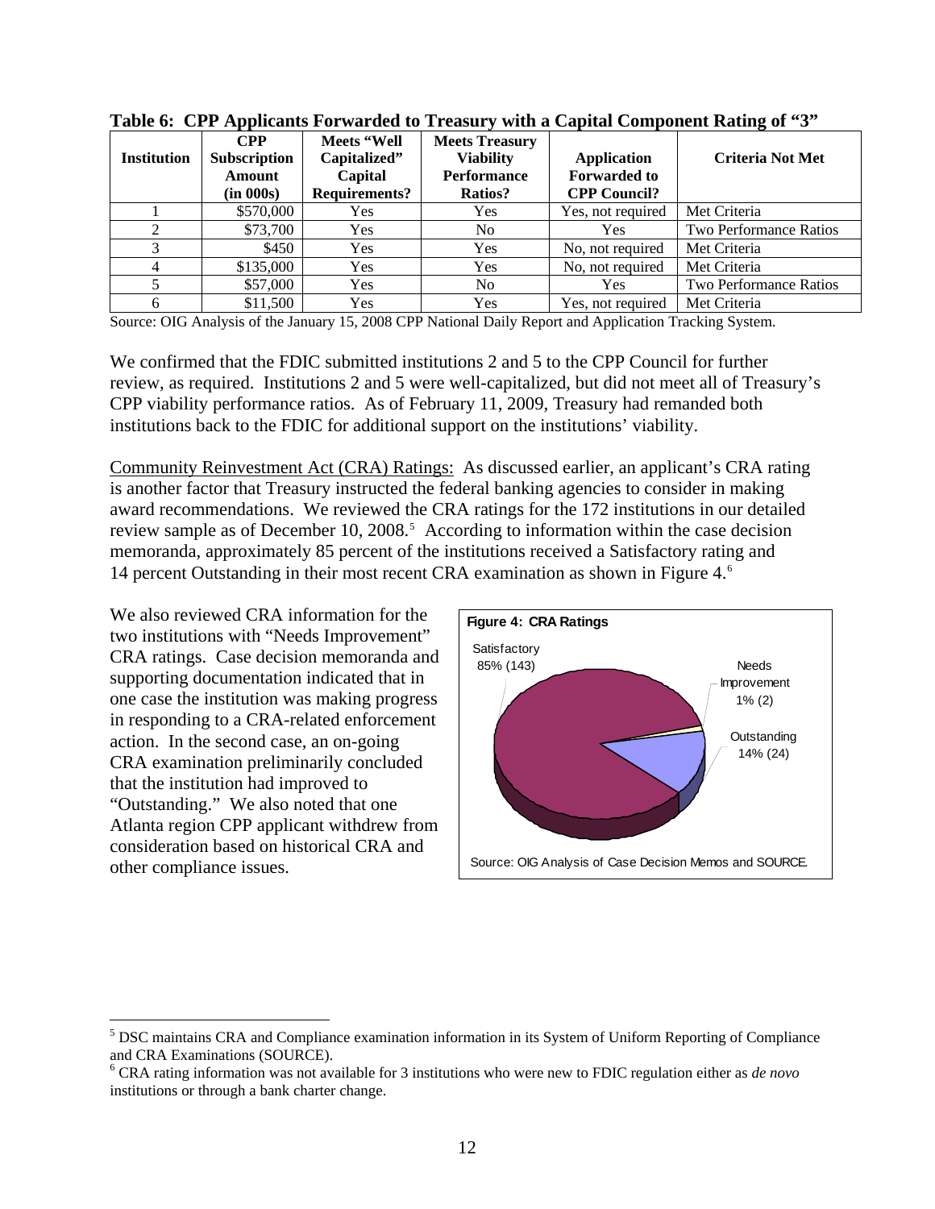**Table 6: CPP Applicants Forwarded to Treasury with a Capital Component Rating of "3"**

| Institution | CPP Subscription Amount (in 000s) | Meets "Well Capitalized" Capital Requirements? | Meets Treasury Viability Performance Ratios? | Application Forwarded to CPP Council? | Criteria Not Met |
|---|---|---|---|---|---|
| 1 | $570,000 | Yes | Yes | Yes, not required | Met Criteria |
| 2 | $73,700 | Yes | No | Yes | Two Performance Ratios |
| 3 | $450 | Yes | Yes | No, not required | Met Criteria |
| 4 | $135,000 | Yes | Yes | No, not required | Met Criteria |
| 5 | $57,000 | Yes | No | Yes | Two Performance Ratios |
| 6 | $11,500 | Yes | Yes | Yes, not required | Met Criteria |

Source: OIG Analysis of the January 15, 2008 CPP National Daily Report and Application Tracking System.

We confirmed that the FDIC submitted institutions 2 and 5 to the CPP Council for further review, as required. Institutions 2 and 5 were well-capitalized, but did not meet all of Treasury's CPP viability performance ratios. As of February 11, 2009, Treasury had remanded both institutions back to the FDIC for additional support on the institutions' viability.

Community Reinvestment Act (CRA) Ratings: As discussed earlier, an applicant's CRA rating is another factor that Treasury instructed the federal banking agencies to consider in making award recommendations. We reviewed the CRA ratings for the 172 institutions in our detailed review sample as of December 10, 2008.[5] According to information within the case decision memoranda, approximately 85 percent of the institutions received a Satisfactory rating and 14 percent Outstanding in their most recent CRA examination as shown in Figure 4.[6]

We also reviewed CRA information for the two institutions with "Needs Improvement" CRA ratings. Case decision memoranda and supporting documentation indicated that in one case the institution was making progress in responding to a CRA-related enforcement action. In the second case, an on-going CRA examination preliminarily concluded that the institution had improved to "Outstanding." We also noted that one Atlanta region CPP applicant withdrew from consideration based on historical CRA and other compliance issues.

**Figure 4: CRA Ratings**

| Rating | Percent (Count) |
|---|---|
| Satisfactory | 85% (143) |
| Needs Improvement | 1% (2) |
| Outstanding | 14% (24) |

Source: OIG Analysis of Case Decision Memos and SOURCE.

[5] DSC maintains CRA and Compliance examination information in its System of Uniform Reporting of Compliance and CRA Examinations (SOURCE).

[6] CRA rating information was not available for 3 institutions who were new to FDIC regulation either as *de novo* institutions or through a bank charter change.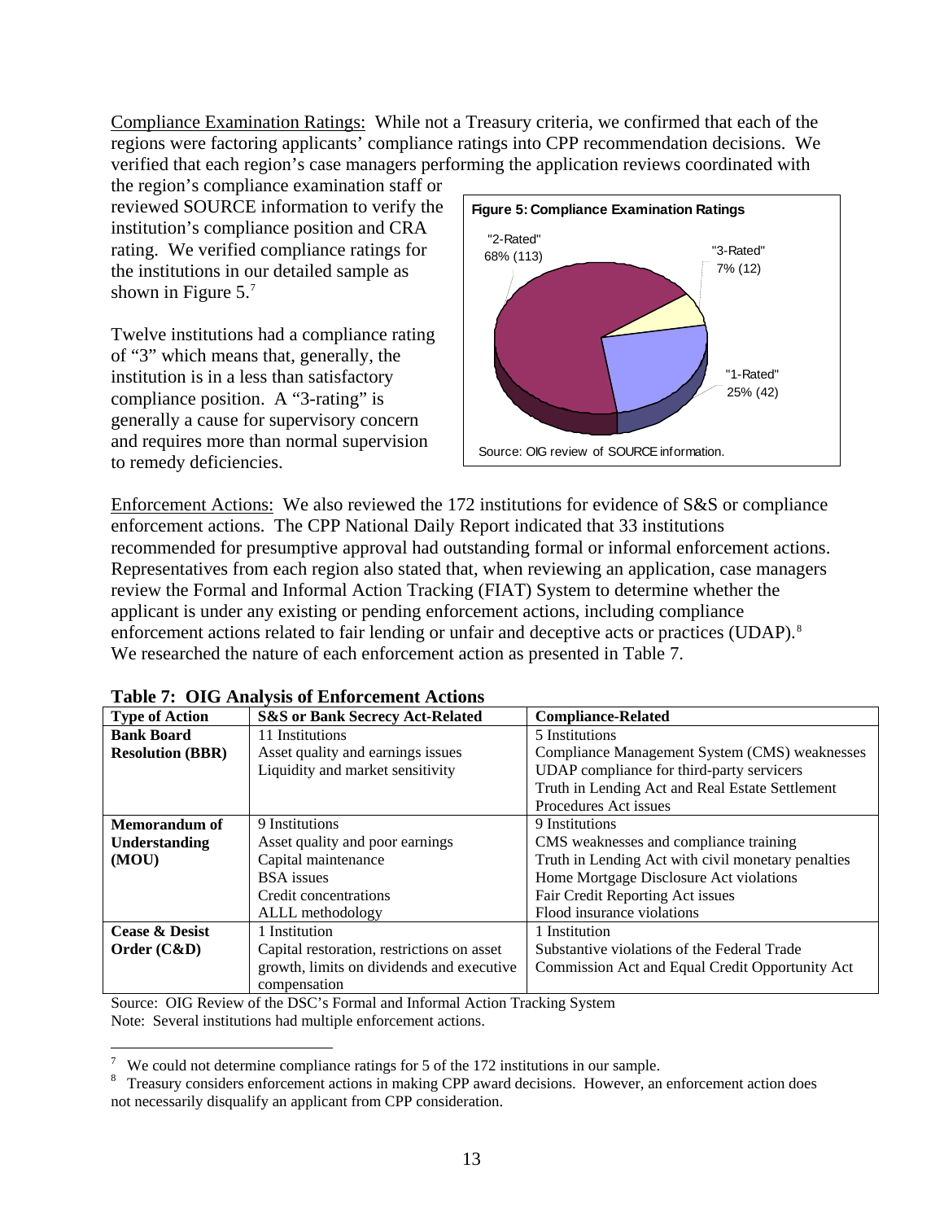Compliance Examination Ratings: While not a Treasury criteria, we confirmed that each of the regions were factoring applicants' compliance ratings into CPP recommendation decisions. We verified that each region's case managers performing the application reviews coordinated with the region's compliance examination staff or reviewed SOURCE information to verify the institution's compliance position and CRA rating. We verified compliance ratings for the institutions in our detailed sample as shown in Figure 5.[7]

**Figure 5: Compliance Examination Ratings**

"2-Rated" 68% (113)

"3-Rated" 7% (12)

"1-Rated" 25% (42)

Source: OIG review of SOURCE information.

Twelve institutions had a compliance rating of "3" which means that, generally, the institution is in a less than satisfactory compliance position. A "3-rating" is generally a cause for supervisory concern and requires more than normal supervision to remedy deficiencies.

Enforcement Actions: We also reviewed the 172 institutions for evidence of S&S or compliance enforcement actions. The CPP National Daily Report indicated that 33 institutions recommended for presumptive approval had outstanding formal or informal enforcement actions. Representatives from each region also stated that, when reviewing an application, case managers review the Formal and Informal Action Tracking (FIAT) System to determine whether the applicant is under any existing or pending enforcement actions, including compliance enforcement actions related to fair lending or unfair and deceptive acts or practices (UDAP).[8] We researched the nature of each enforcement action as presented in Table 7.

**Table 7: OIG Analysis of Enforcement Actions**

| Type of Action | S&S or Bank Secrecy Act-Related | Compliance-Related |
|---|---|---|
| **Bank Board Resolution (BBR)** | 11 Institutions<br>Asset quality and earnings issues<br>Liquidity and market sensitivity | 5 Institutions<br>Compliance Management System (CMS) weaknesses<br>UDAP compliance for third-party servicers<br>Truth in Lending Act and Real Estate Settlement Procedures Act issues |
| **Memorandum of Understanding (MOU)** | 9 Institutions<br>Asset quality and poor earnings<br>Capital maintenance<br>BSA issues<br>Credit concentrations<br>ALLL methodology | 9 Institutions<br>CMS weaknesses and compliance training<br>Truth in Lending Act with civil monetary penalties<br>Home Mortgage Disclosure Act violations<br>Fair Credit Reporting Act issues<br>Flood insurance violations |
| **Cease & Desist Order (C&D)** | 1 Institution<br>Capital restoration, restrictions on asset growth, limits on dividends and executive compensation | 1 Institution<br>Substantive violations of the Federal Trade Commission Act and Equal Credit Opportunity Act |

Source: OIG Review of the DSC's Formal and Informal Action Tracking System
Note: Several institutions had multiple enforcement actions.

---

[7] We could not determine compliance ratings for 5 of the 172 institutions in our sample.

[8] Treasury considers enforcement actions in making CPP award decisions. However, an enforcement action does not necessarily disqualify an applicant from CPP consideration.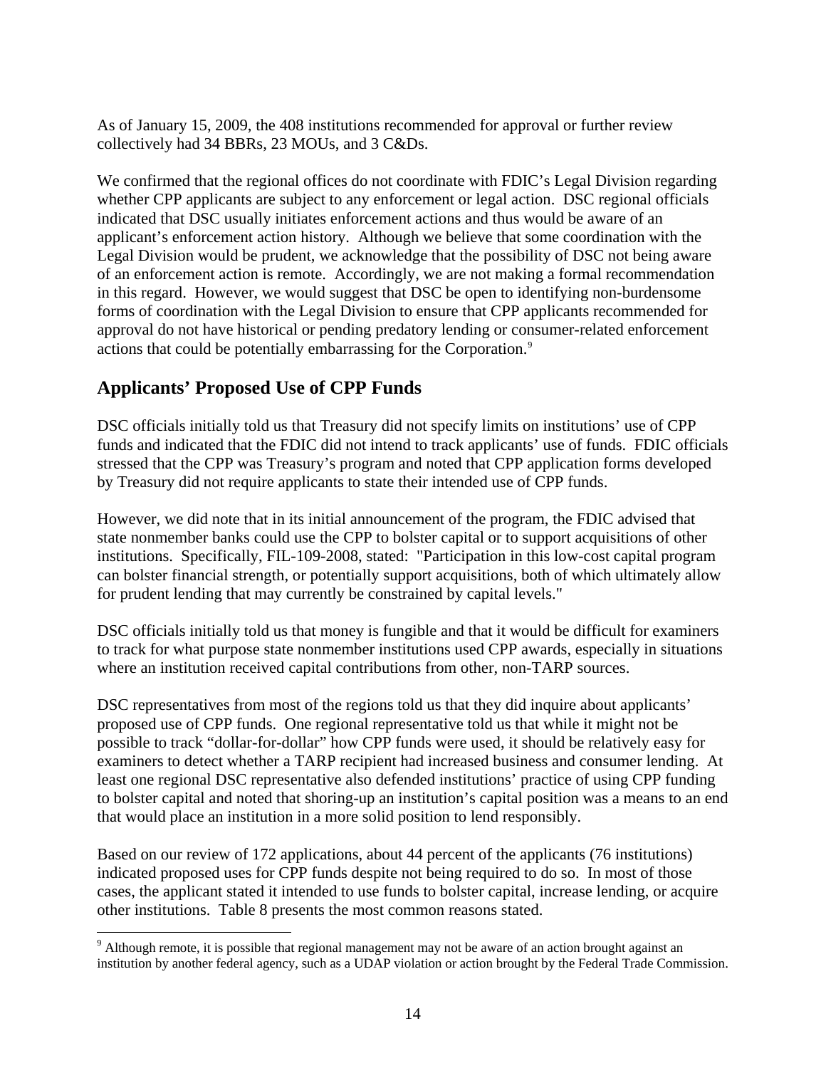As of January 15, 2009, the 408 institutions recommended for approval or further review collectively had 34 BBRs, 23 MOUs, and 3 C&Ds.

We confirmed that the regional offices do not coordinate with FDIC's Legal Division regarding whether CPP applicants are subject to any enforcement or legal action. DSC regional officials indicated that DSC usually initiates enforcement actions and thus would be aware of an applicant's enforcement action history. Although we believe that some coordination with the Legal Division would be prudent, we acknowledge that the possibility of DSC not being aware of an enforcement action is remote. Accordingly, we are not making a formal recommendation in this regard. However, we would suggest that DSC be open to identifying non-burdensome forms of coordination with the Legal Division to ensure that CPP applicants recommended for approval do not have historical or pending predatory lending or consumer-related enforcement actions that could be potentially embarrassing for the Corporation.[9]

## Applicants' Proposed Use of CPP Funds

DSC officials initially told us that Treasury did not specify limits on institutions' use of CPP funds and indicated that the FDIC did not intend to track applicants' use of funds. FDIC officials stressed that the CPP was Treasury's program and noted that CPP application forms developed by Treasury did not require applicants to state their intended use of CPP funds.

However, we did note that in its initial announcement of the program, the FDIC advised that state nonmember banks could use the CPP to bolster capital or to support acquisitions of other institutions. Specifically, FIL-109-2008, stated: "Participation in this low-cost capital program can bolster financial strength, or potentially support acquisitions, both of which ultimately allow for prudent lending that may currently be constrained by capital levels."

DSC officials initially told us that money is fungible and that it would be difficult for examiners to track for what purpose state nonmember institutions used CPP awards, especially in situations where an institution received capital contributions from other, non-TARP sources.

DSC representatives from most of the regions told us that they did inquire about applicants' proposed use of CPP funds. One regional representative told us that while it might not be possible to track "dollar-for-dollar" how CPP funds were used, it should be relatively easy for examiners to detect whether a TARP recipient had increased business and consumer lending. At least one regional DSC representative also defended institutions' practice of using CPP funding to bolster capital and noted that shoring-up an institution's capital position was a means to an end that would place an institution in a more solid position to lend responsibly.

Based on our review of 172 applications, about 44 percent of the applicants (76 institutions) indicated proposed uses for CPP funds despite not being required to do so. In most of those cases, the applicant stated it intended to use funds to bolster capital, increase lending, or acquire other institutions. Table 8 presents the most common reasons stated.

[9] Although remote, it is possible that regional management may not be aware of an action brought against an institution by another federal agency, such as a UDAP violation or action brought by the Federal Trade Commission.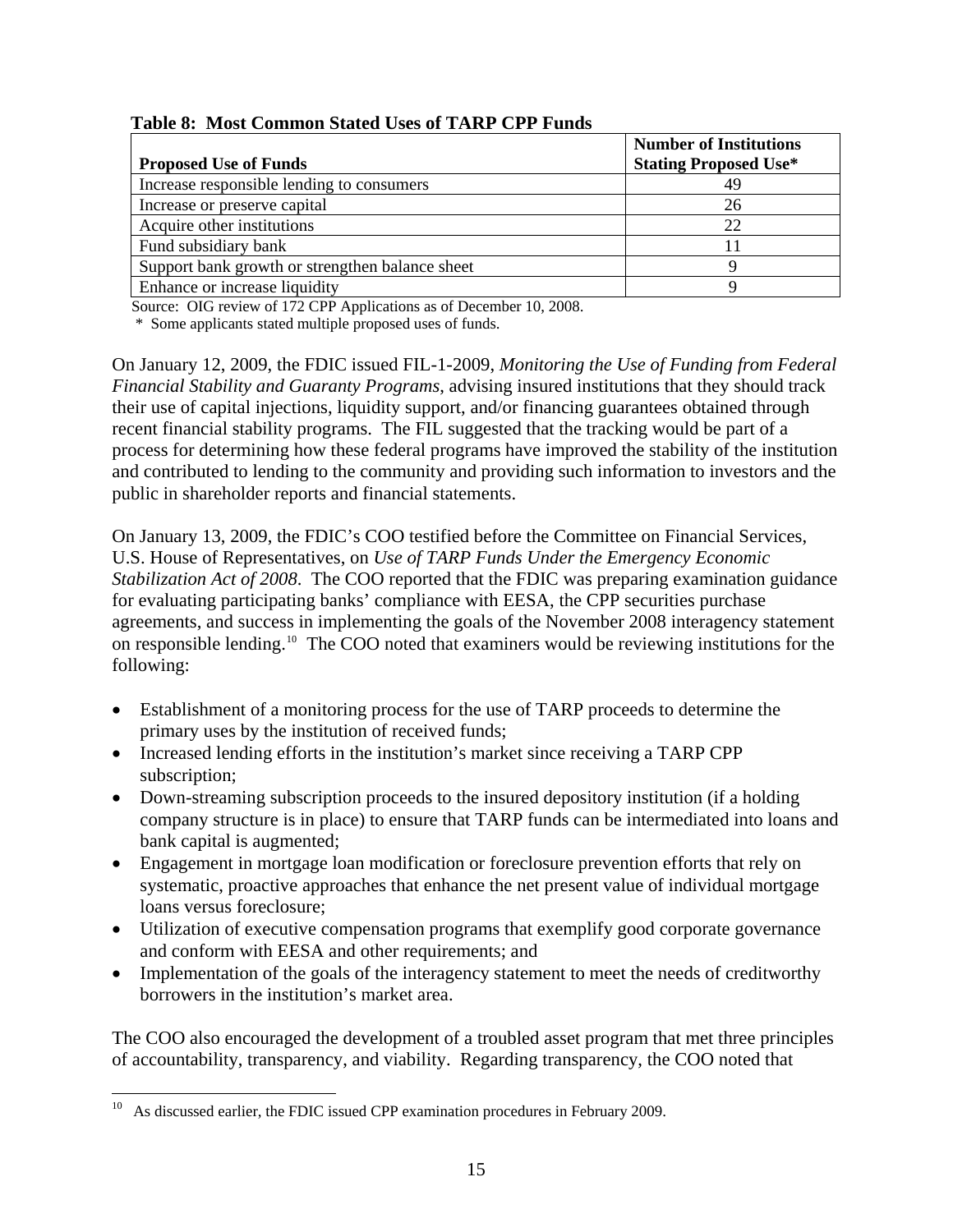**Table 8: Most Common Stated Uses of TARP CPP Funds**

| Proposed Use of Funds | Number of Institutions Stating Proposed Use* |
|---|---|
| Increase responsible lending to consumers | 49 |
| Increase or preserve capital | 26 |
| Acquire other institutions | 22 |
| Fund subsidiary bank | 11 |
| Support bank growth or strengthen balance sheet | 9 |
| Enhance or increase liquidity | 9 |

Source: OIG review of 172 CPP Applications as of December 10, 2008.
\* Some applicants stated multiple proposed uses of funds.

On January 12, 2009, the FDIC issued FIL-1-2009, *Monitoring the Use of Funding from Federal Financial Stability and Guaranty Programs*, advising insured institutions that they should track their use of capital injections, liquidity support, and/or financing guarantees obtained through recent financial stability programs. The FIL suggested that the tracking would be part of a process for determining how these federal programs have improved the stability of the institution and contributed to lending to the community and providing such information to investors and the public in shareholder reports and financial statements.

On January 13, 2009, the FDIC's COO testified before the Committee on Financial Services, U.S. House of Representatives, on *Use of TARP Funds Under the Emergency Economic Stabilization Act of 2008*. The COO reported that the FDIC was preparing examination guidance for evaluating participating banks' compliance with EESA, the CPP securities purchase agreements, and success in implementing the goals of the November 2008 interagency statement on responsible lending.[10] The COO noted that examiners would be reviewing institutions for the following:

- Establishment of a monitoring process for the use of TARP proceeds to determine the primary uses by the institution of received funds;
- Increased lending efforts in the institution's market since receiving a TARP CPP subscription;
- Down-streaming subscription proceeds to the insured depository institution (if a holding company structure is in place) to ensure that TARP funds can be intermediated into loans and bank capital is augmented;
- Engagement in mortgage loan modification or foreclosure prevention efforts that rely on systematic, proactive approaches that enhance the net present value of individual mortgage loans versus foreclosure;
- Utilization of executive compensation programs that exemplify good corporate governance and conform with EESA and other requirements; and
- Implementation of the goals of the interagency statement to meet the needs of creditworthy borrowers in the institution's market area.

The COO also encouraged the development of a troubled asset program that met three principles of accountability, transparency, and viability. Regarding transparency, the COO noted that

[10] As discussed earlier, the FDIC issued CPP examination procedures in February 2009.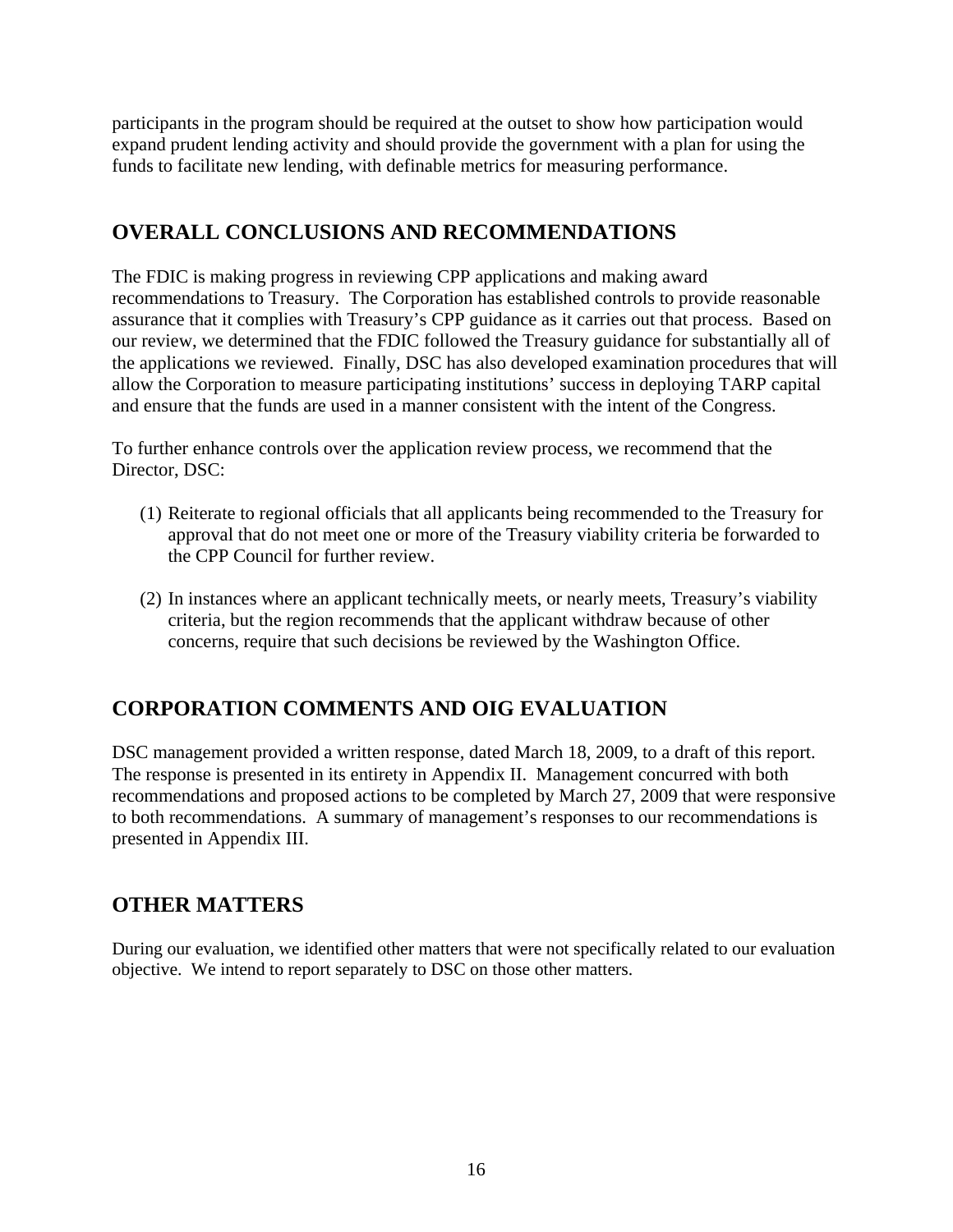participants in the program should be required at the outset to show how participation would expand prudent lending activity and should provide the government with a plan for using the funds to facilitate new lending, with definable metrics for measuring performance.

## OVERALL CONCLUSIONS AND RECOMMENDATIONS

The FDIC is making progress in reviewing CPP applications and making award recommendations to Treasury. The Corporation has established controls to provide reasonable assurance that it complies with Treasury's CPP guidance as it carries out that process. Based on our review, we determined that the FDIC followed the Treasury guidance for substantially all of the applications we reviewed. Finally, DSC has also developed examination procedures that will allow the Corporation to measure participating institutions' success in deploying TARP capital and ensure that the funds are used in a manner consistent with the intent of the Congress.

To further enhance controls over the application review process, we recommend that the Director, DSC:

(1) Reiterate to regional officials that all applicants being recommended to the Treasury for approval that do not meet one or more of the Treasury viability criteria be forwarded to the CPP Council for further review.

(2) In instances where an applicant technically meets, or nearly meets, Treasury's viability criteria, but the region recommends that the applicant withdraw because of other concerns, require that such decisions be reviewed by the Washington Office.

## CORPORATION COMMENTS AND OIG EVALUATION

DSC management provided a written response, dated March 18, 2009, to a draft of this report. The response is presented in its entirety in Appendix II. Management concurred with both recommendations and proposed actions to be completed by March 27, 2009 that were responsive to both recommendations. A summary of management's responses to our recommendations is presented in Appendix III.

## OTHER MATTERS

During our evaluation, we identified other matters that were not specifically related to our evaluation objective. We intend to report separately to DSC on those other matters.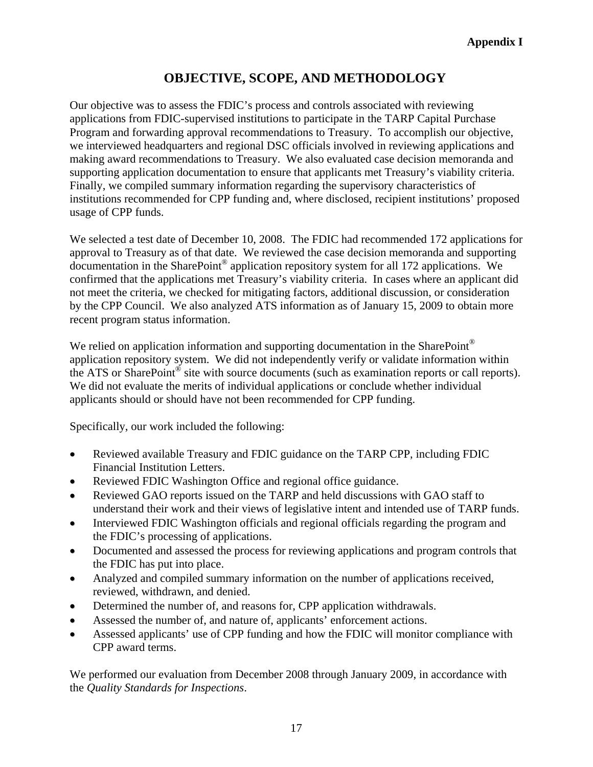**Appendix I**

# OBJECTIVE, SCOPE, AND METHODOLOGY

Our objective was to assess the FDIC's process and controls associated with reviewing applications from FDIC-supervised institutions to participate in the TARP Capital Purchase Program and forwarding approval recommendations to Treasury. To accomplish our objective, we interviewed headquarters and regional DSC officials involved in reviewing applications and making award recommendations to Treasury. We also evaluated case decision memoranda and supporting application documentation to ensure that applicants met Treasury's viability criteria. Finally, we compiled summary information regarding the supervisory characteristics of institutions recommended for CPP funding and, where disclosed, recipient institutions' proposed usage of CPP funds.

We selected a test date of December 10, 2008. The FDIC had recommended 172 applications for approval to Treasury as of that date. We reviewed the case decision memoranda and supporting documentation in the SharePoint® application repository system for all 172 applications. We confirmed that the applications met Treasury's viability criteria. In cases where an applicant did not meet the criteria, we checked for mitigating factors, additional discussion, or consideration by the CPP Council. We also analyzed ATS information as of January 15, 2009 to obtain more recent program status information.

We relied on application information and supporting documentation in the SharePoint® application repository system. We did not independently verify or validate information within the ATS or SharePoint® site with source documents (such as examination reports or call reports). We did not evaluate the merits of individual applications or conclude whether individual applicants should or should have not been recommended for CPP funding.

Specifically, our work included the following:

- Reviewed available Treasury and FDIC guidance on the TARP CPP, including FDIC Financial Institution Letters.
- Reviewed FDIC Washington Office and regional office guidance.
- Reviewed GAO reports issued on the TARP and held discussions with GAO staff to understand their work and their views of legislative intent and intended use of TARP funds.
- Interviewed FDIC Washington officials and regional officials regarding the program and the FDIC's processing of applications.
- Documented and assessed the process for reviewing applications and program controls that the FDIC has put into place.
- Analyzed and compiled summary information on the number of applications received, reviewed, withdrawn, and denied.
- Determined the number of, and reasons for, CPP application withdrawals.
- Assessed the number of, and nature of, applicants' enforcement actions.
- Assessed applicants' use of CPP funding and how the FDIC will monitor compliance with CPP award terms.

We performed our evaluation from December 2008 through January 2009, in accordance with the *Quality Standards for Inspections*.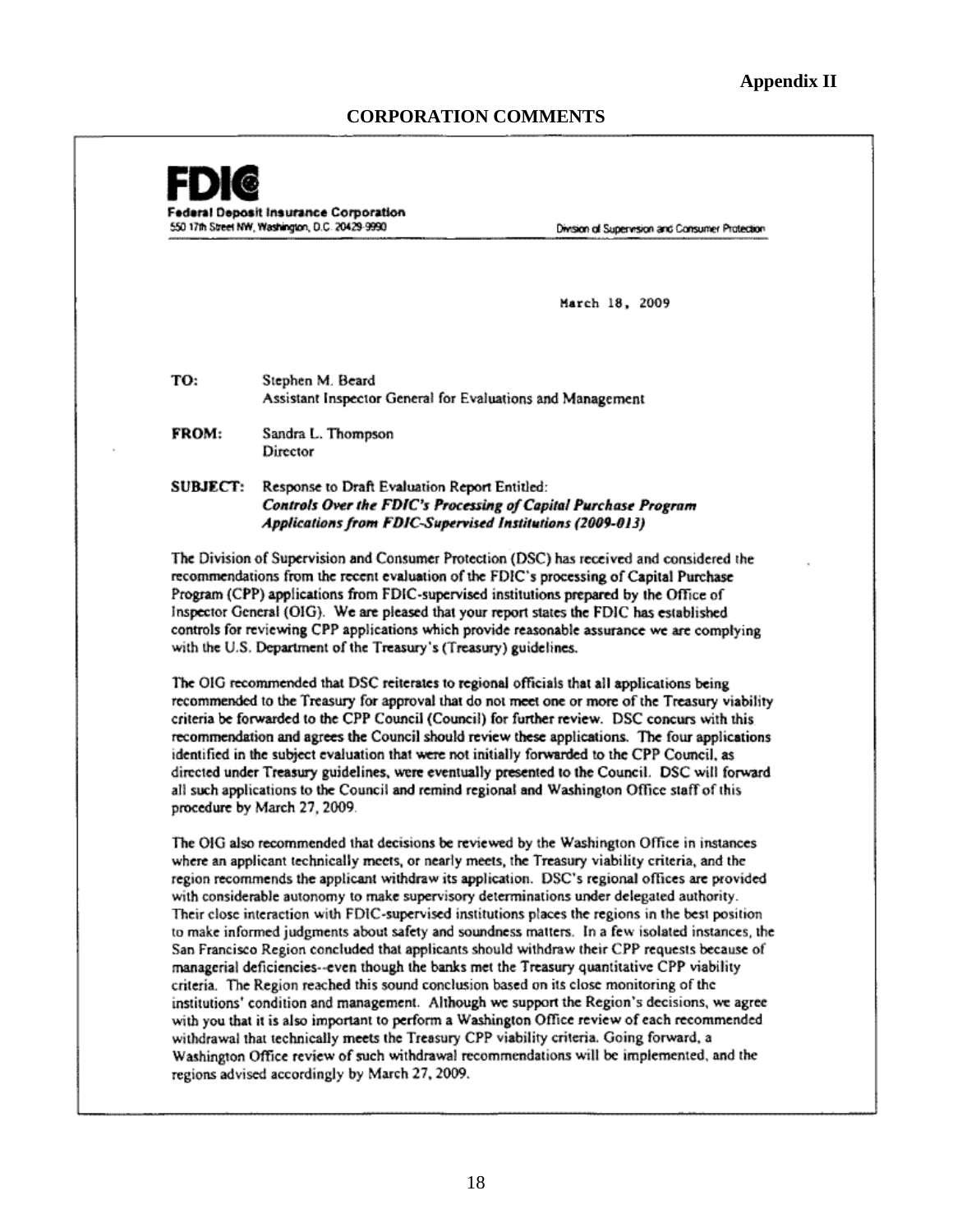**Appendix II**

## CORPORATION COMMENTS

**FDIC**
**Federal Deposit Insurance Corporation**
550 17th Street NW, Washington, D.C. 20429-9990

Division of Supervision and Consumer Protection

March 18, 2009

**TO:** Stephen M. Beard
Assistant Inspector General for Evaluations and Management

**FROM:** Sandra L. Thompson
Director

**SUBJECT:** Response to Draft Evaluation Report Entitled:
***Controls Over the FDIC's Processing of Capital Purchase Program Applications from FDIC-Supervised Institutions (2009-013)***

The Division of Supervision and Consumer Protection (DSC) has received and considered the recommendations from the recent evaluation of the FDIC's processing of Capital Purchase Program (CPP) applications from FDIC-supervised institutions prepared by the Office of Inspector General (OIG). We are pleased that your report states the FDIC has established controls for reviewing CPP applications which provide reasonable assurance we are complying with the U.S. Department of the Treasury's (Treasury) guidelines.

The OIG recommended that DSC reiterates to regional officials that all applications being recommended to the Treasury for approval that do not meet one or more of the Treasury viability criteria be forwarded to the CPP Council (Council) for further review. DSC concurs with this recommendation and agrees the Council should review these applications. The four applications identified in the subject evaluation that were not initially forwarded to the CPP Council, as directed under Treasury guidelines, were eventually presented to the Council. DSC will forward all such applications to the Council and remind regional and Washington Office staff of this procedure by March 27, 2009.

The OIG also recommended that decisions be reviewed by the Washington Office in instances where an applicant technically meets, or nearly meets, the Treasury viability criteria, and the region recommends the applicant withdraw its application. DSC's regional offices are provided with considerable autonomy to make supervisory determinations under delegated authority. Their close interaction with FDIC-supervised institutions places the regions in the best position to make informed judgments about safety and soundness matters. In a few isolated instances, the San Francisco Region concluded that applicants should withdraw their CPP requests because of managerial deficiencies--even though the banks met the Treasury quantitative CPP viability criteria. The Region reached this sound conclusion based on its close monitoring of the institutions' condition and management. Although we support the Region's decisions, we agree with you that it is also important to perform a Washington Office review of each recommended withdrawal that technically meets the Treasury CPP viability criteria. Going forward, a Washington Office review of such withdrawal recommendations will be implemented, and the regions advised accordingly by March 27, 2009.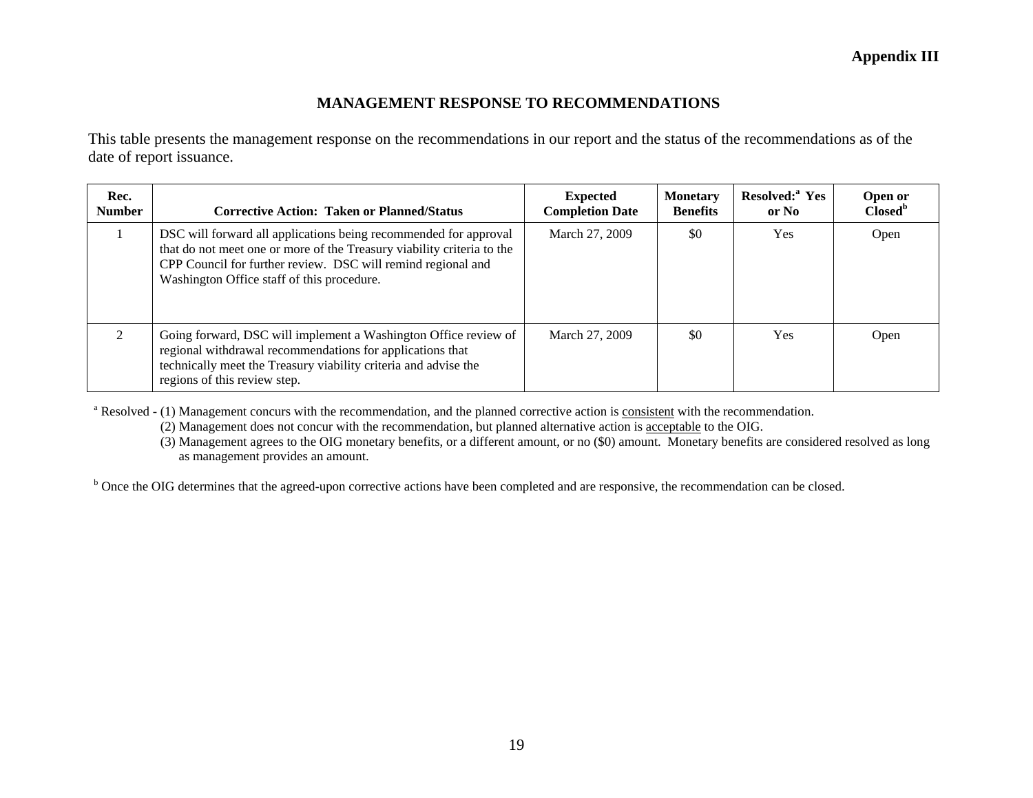Appendix III

## MANAGEMENT RESPONSE TO RECOMMENDATIONS

This table presents the management response on the recommendations in our report and the status of the recommendations as of the date of report issuance.

| Rec. Number | Corrective Action: Taken or Planned/Status | Expected Completion Date | Monetary Benefits | Resolved:[a] Yes or No | Open or Closed[b] |
|---|---|---|---|---|---|
| 1 | DSC will forward all applications being recommended for approval that do not meet one or more of the Treasury viability criteria to the CPP Council for further review. DSC will remind regional and Washington Office staff of this procedure. | March 27, 2009 | $0 | Yes | Open |
| 2 | Going forward, DSC will implement a Washington Office review of regional withdrawal recommendations for applications that technically meet the Treasury viability criteria and advise the regions of this review step. | March 27, 2009 | $0 | Yes | Open |

[a] Resolved - (1) Management concurs with the recommendation, and the planned corrective action is consistent with the recommendation.
(2) Management does not concur with the recommendation, but planned alternative action is acceptable to the OIG.
(3) Management agrees to the OIG monetary benefits, or a different amount, or no ($0) amount. Monetary benefits are considered resolved as long as management provides an amount.

[b] Once the OIG determines that the agreed-upon corrective actions have been completed and are responsive, the recommendation can be closed.